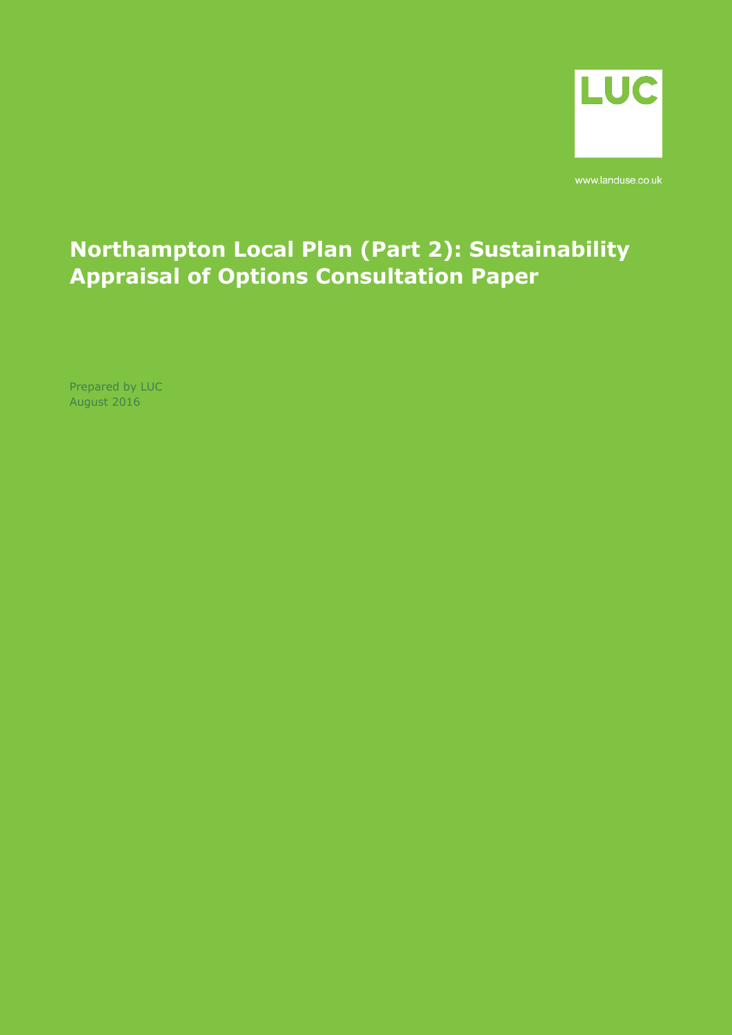LUC

www.landuse.co.uk

# Northampton Local Plan (Part 2): Sustainability Appraisal of Options Consultation Paper

Prepared by LUC
August 2016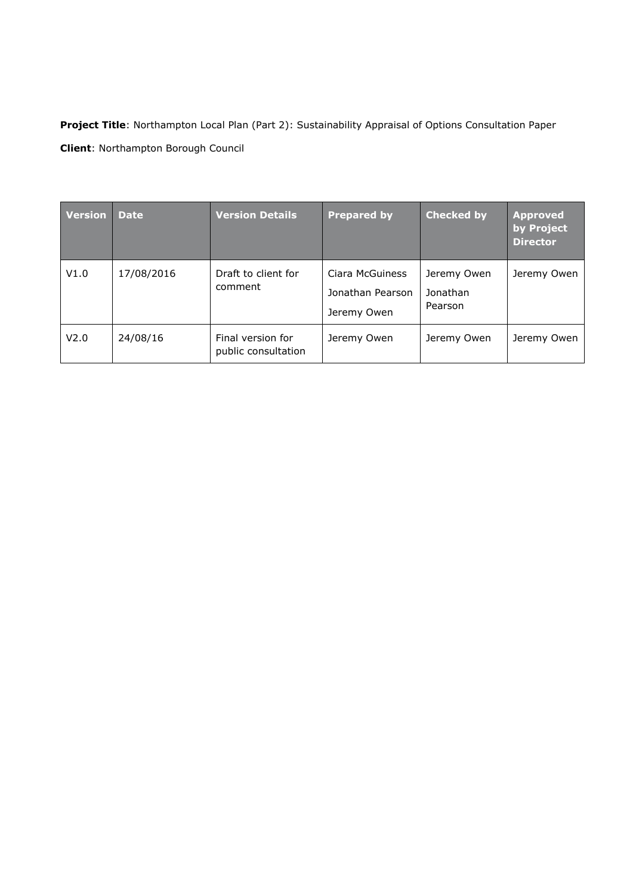**Project Title**: Northampton Local Plan (Part 2): Sustainability Appraisal of Options Consultation Paper

**Client**: Northampton Borough Council

| Version | Date | Version Details | Prepared by | Checked by | Approved by Project Director |
|---|---|---|---|---|---|
| V1.0 | 17/08/2016 | Draft to client for comment | Ciara McGuiness<br>Jonathan Pearson<br>Jeremy Owen | Jeremy Owen<br>Jonathan Pearson | Jeremy Owen |
| V2.0 | 24/08/16 | Final version for public consultation | Jeremy Owen | Jeremy Owen | Jeremy Owen |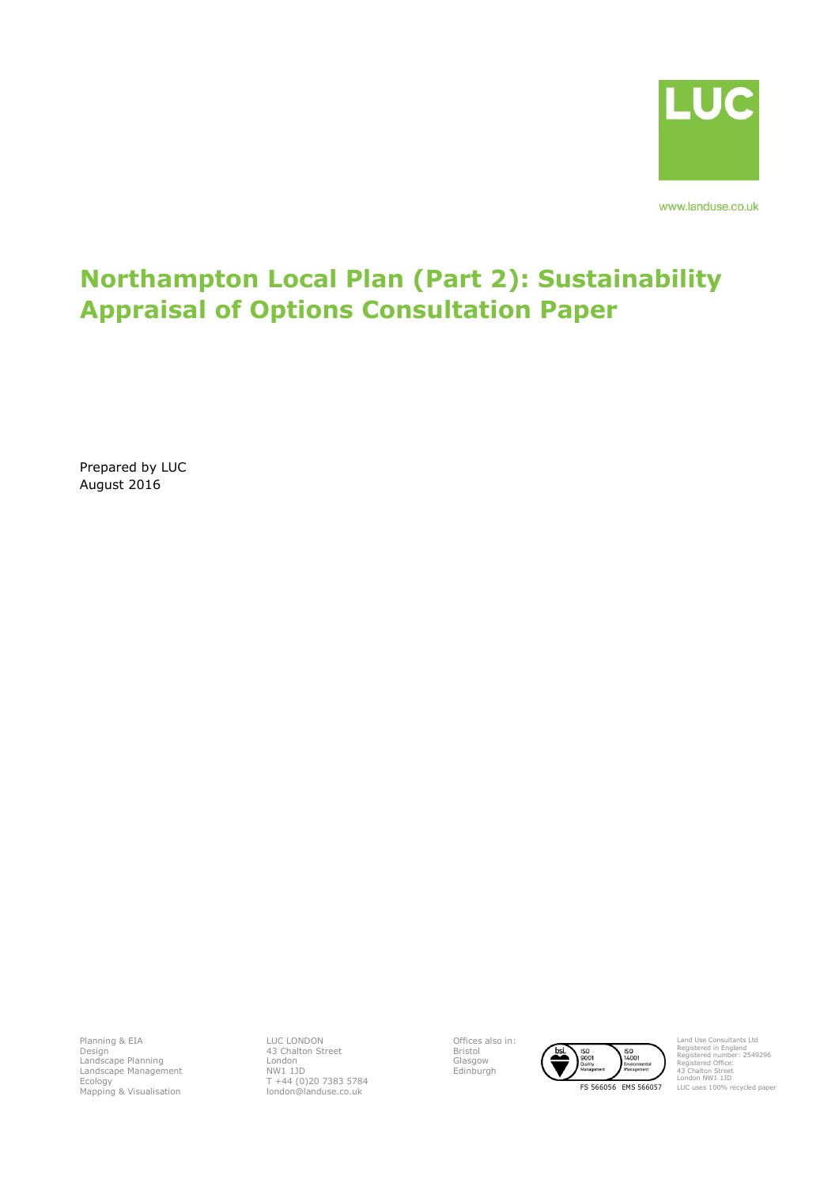LUC

www.landuse.co.uk

# Northampton Local Plan (Part 2): Sustainability Appraisal of Options Consultation Paper

Prepared by LUC
August 2016

Planning & EIA
Design
Landscape Planning
Landscape Management
Ecology
Mapping & Visualisation

LUC LONDON
43 Chalton Street
London
NW1 1JD
T +44 (0)20 7383 5784
london@landuse.co.uk

Offices also in:
Bristol
Glasgow
Edinburgh

FS 566056 EMS 566057

Land Use Consultants Ltd
Registered in England
Registered number: 2549296
Registered Office:
43 Chalton Street
London NW1 1JD
LUC uses 100% recycled paper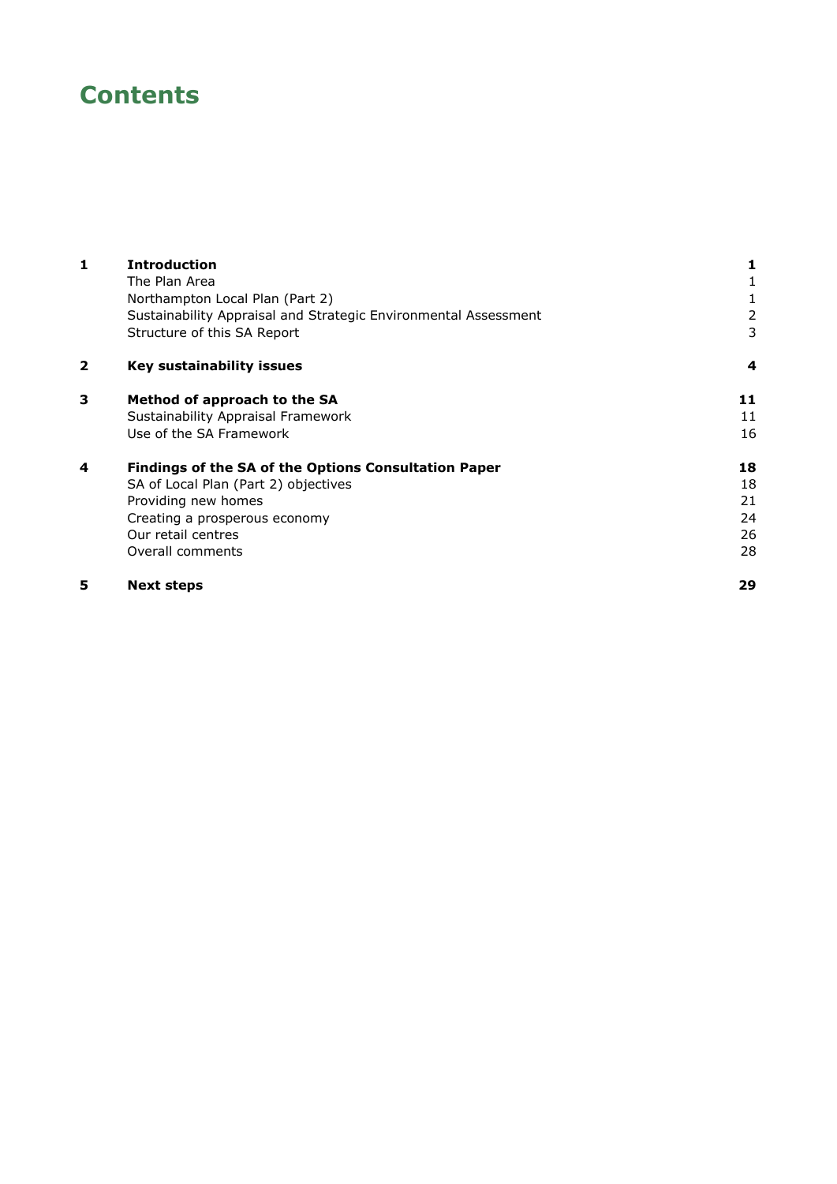# Contents

| | | |
|---|---|---|
| **1** | **Introduction** | **1** |
| | The Plan Area | 1 |
| | Northampton Local Plan (Part 2) | 1 |
| | Sustainability Appraisal and Strategic Environmental Assessment | 2 |
| | Structure of this SA Report | 3 |
| **2** | **Key sustainability issues** | **4** |
| **3** | **Method of approach to the SA** | **11** |
| | Sustainability Appraisal Framework | 11 |
| | Use of the SA Framework | 16 |
| **4** | **Findings of the SA of the Options Consultation Paper** | **18** |
| | SA of Local Plan (Part 2) objectives | 18 |
| | Providing new homes | 21 |
| | Creating a prosperous economy | 24 |
| | Our retail centres | 26 |
| | Overall comments | 28 |
| **5** | **Next steps** | **29** |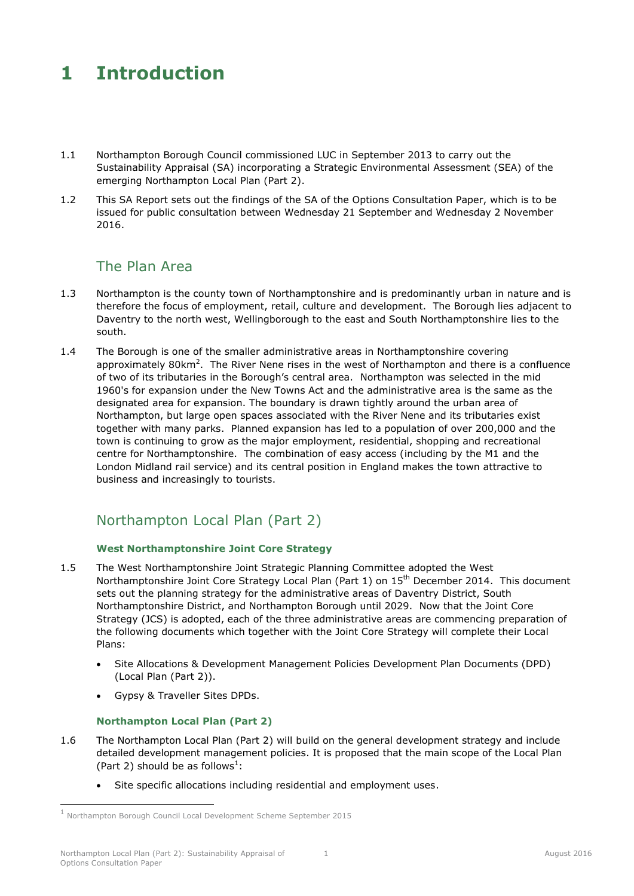# 1 Introduction

1.1 Northampton Borough Council commissioned LUC in September 2013 to carry out the Sustainability Appraisal (SA) incorporating a Strategic Environmental Assessment (SEA) of the emerging Northampton Local Plan (Part 2).

1.2 This SA Report sets out the findings of the SA of the Options Consultation Paper, which is to be issued for public consultation between Wednesday 21 September and Wednesday 2 November 2016.

## The Plan Area

1.3 Northampton is the county town of Northamptonshire and is predominantly urban in nature and is therefore the focus of employment, retail, culture and development. The Borough lies adjacent to Daventry to the north west, Wellingborough to the east and South Northamptonshire lies to the south.

1.4 The Borough is one of the smaller administrative areas in Northamptonshire covering approximately $80km^2$. The River Nene rises in the west of Northampton and there is a confluence of two of its tributaries in the Borough's central area. Northampton was selected in the mid 1960's for expansion under the New Towns Act and the administrative area is the same as the designated area for expansion. The boundary is drawn tightly around the urban area of Northampton, but large open spaces associated with the River Nene and its tributaries exist together with many parks. Planned expansion has led to a population of over 200,000 and the town is continuing to grow as the major employment, residential, shopping and recreational centre for Northamptonshire. The combination of easy access (including by the M1 and the London Midland rail service) and its central position in England makes the town attractive to business and increasingly to tourists.

## Northampton Local Plan (Part 2)

### West Northamptonshire Joint Core Strategy

1.5 The West Northamptonshire Joint Strategic Planning Committee adopted the West Northamptonshire Joint Core Strategy Local Plan (Part 1) on 15th December 2014. This document sets out the planning strategy for the administrative areas of Daventry District, South Northamptonshire District, and Northampton Borough until 2029. Now that the Joint Core Strategy (JCS) is adopted, each of the three administrative areas are commencing preparation of the following documents which together with the Joint Core Strategy will complete their Local Plans:

- Site Allocations & Development Management Policies Development Plan Documents (DPD) (Local Plan (Part 2)).
- Gypsy & Traveller Sites DPDs.

### Northampton Local Plan (Part 2)

1.6 The Northampton Local Plan (Part 2) will build on the general development strategy and include detailed development management policies. It is proposed that the main scope of the Local Plan (Part 2) should be as follows[1]:

- Site specific allocations including residential and employment uses.

[1] Northampton Borough Council Local Development Scheme September 2015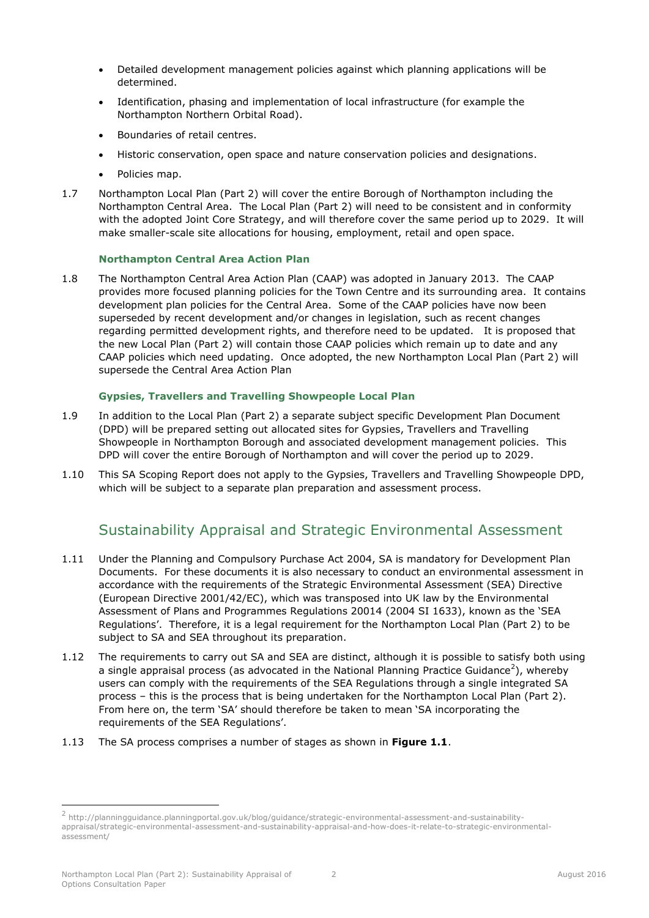- Detailed development management policies against which planning applications will be determined.
- Identification, phasing and implementation of local infrastructure (for example the Northampton Northern Orbital Road).
- Boundaries of retail centres.
- Historic conservation, open space and nature conservation policies and designations.
- Policies map.

1.7 Northampton Local Plan (Part 2) will cover the entire Borough of Northampton including the Northampton Central Area. The Local Plan (Part 2) will need to be consistent and in conformity with the adopted Joint Core Strategy, and will therefore cover the same period up to 2029. It will make smaller-scale site allocations for housing, employment, retail and open space.

### Northampton Central Area Action Plan

1.8 The Northampton Central Area Action Plan (CAAP) was adopted in January 2013. The CAAP provides more focused planning policies for the Town Centre and its surrounding area. It contains development plan policies for the Central Area. Some of the CAAP policies have now been superseded by recent development and/or changes in legislation, such as recent changes regarding permitted development rights, and therefore need to be updated. It is proposed that the new Local Plan (Part 2) will contain those CAAP policies which remain up to date and any CAAP policies which need updating. Once adopted, the new Northampton Local Plan (Part 2) will supersede the Central Area Action Plan

### Gypsies, Travellers and Travelling Showpeople Local Plan

1.9 In addition to the Local Plan (Part 2) a separate subject specific Development Plan Document (DPD) will be prepared setting out allocated sites for Gypsies, Travellers and Travelling Showpeople in Northampton Borough and associated development management policies. This DPD will cover the entire Borough of Northampton and will cover the period up to 2029.

1.10 This SA Scoping Report does not apply to the Gypsies, Travellers and Travelling Showpeople DPD, which will be subject to a separate plan preparation and assessment process.

## Sustainability Appraisal and Strategic Environmental Assessment

1.11 Under the Planning and Compulsory Purchase Act 2004, SA is mandatory for Development Plan Documents. For these documents it is also necessary to conduct an environmental assessment in accordance with the requirements of the Strategic Environmental Assessment (SEA) Directive (European Directive 2001/42/EC), which was transposed into UK law by the Environmental Assessment of Plans and Programmes Regulations 20014 (2004 SI 1633), known as the 'SEA Regulations'. Therefore, it is a legal requirement for the Northampton Local Plan (Part 2) to be subject to SA and SEA throughout its preparation.

1.12 The requirements to carry out SA and SEA are distinct, although it is possible to satisfy both using a single appraisal process (as advocated in the National Planning Practice Guidance[2]), whereby users can comply with the requirements of the SEA Regulations through a single integrated SA process – this is the process that is being undertaken for the Northampton Local Plan (Part 2). From here on, the term 'SA' should therefore be taken to mean 'SA incorporating the requirements of the SEA Regulations'.

1.13 The SA process comprises a number of stages as shown in **Figure 1.1**.

[2] http://planningguidance.planningportal.gov.uk/blog/guidance/strategic-environmental-assessment-and-sustainability-appraisal/strategic-environmental-assessment-and-sustainability-appraisal-and-how-does-it-relate-to-strategic-environmental-assessment/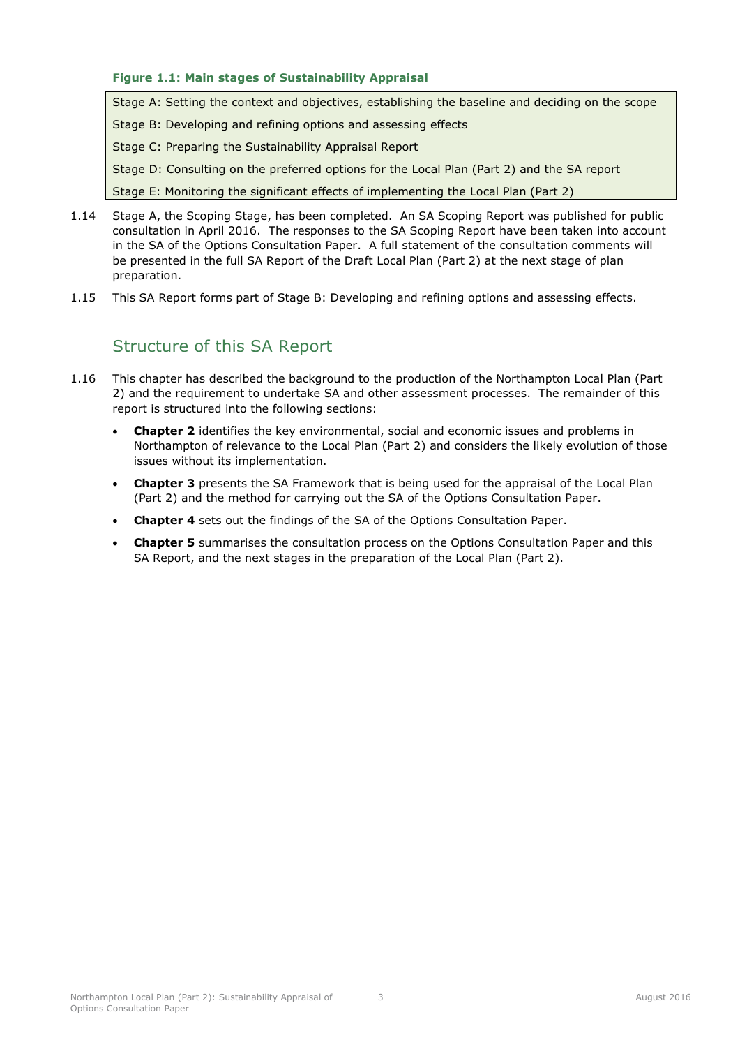**Figure 1.1: Main stages of Sustainability Appraisal**

| |
|---|
| Stage A: Setting the context and objectives, establishing the baseline and deciding on the scope |
| Stage B: Developing and refining options and assessing effects |
| Stage C: Preparing the Sustainability Appraisal Report |
| Stage D: Consulting on the preferred options for the Local Plan (Part 2) and the SA report |
| Stage E: Monitoring the significant effects of implementing the Local Plan (Part 2) |

1.14 Stage A, the Scoping Stage, has been completed. An SA Scoping Report was published for public consultation in April 2016. The responses to the SA Scoping Report have been taken into account in the SA of the Options Consultation Paper. A full statement of the consultation comments will be presented in the full SA Report of the Draft Local Plan (Part 2) at the next stage of plan preparation.

1.15 This SA Report forms part of Stage B: Developing and refining options and assessing effects.

## Structure of this SA Report

1.16 This chapter has described the background to the production of the Northampton Local Plan (Part 2) and the requirement to undertake SA and other assessment processes. The remainder of this report is structured into the following sections:

- **Chapter 2** identifies the key environmental, social and economic issues and problems in Northampton of relevance to the Local Plan (Part 2) and considers the likely evolution of those issues without its implementation.
- **Chapter 3** presents the SA Framework that is being used for the appraisal of the Local Plan (Part 2) and the method for carrying out the SA of the Options Consultation Paper.
- **Chapter 4** sets out the findings of the SA of the Options Consultation Paper.
- **Chapter 5** summarises the consultation process on the Options Consultation Paper and this SA Report, and the next stages in the preparation of the Local Plan (Part 2).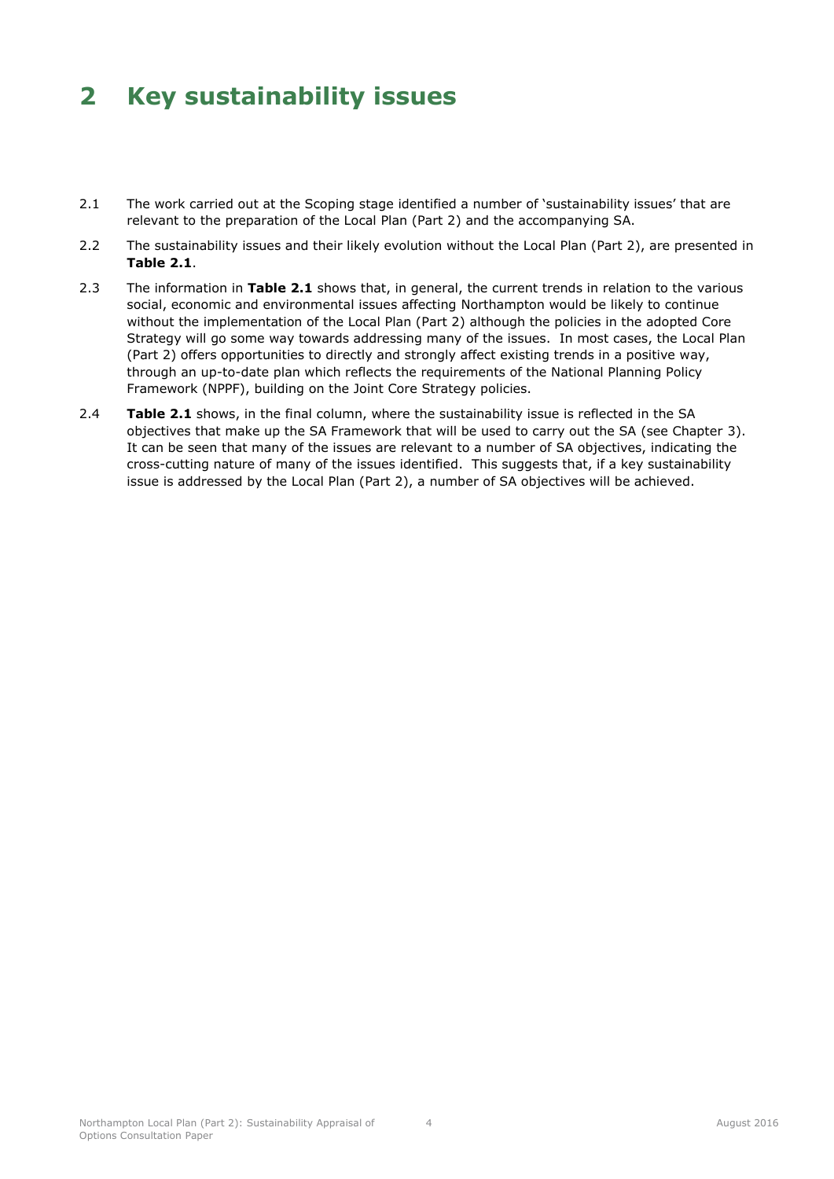# 2 Key sustainability issues

2.1 The work carried out at the Scoping stage identified a number of 'sustainability issues' that are relevant to the preparation of the Local Plan (Part 2) and the accompanying SA.

2.2 The sustainability issues and their likely evolution without the Local Plan (Part 2), are presented in **Table 2.1**.

2.3 The information in **Table 2.1** shows that, in general, the current trends in relation to the various social, economic and environmental issues affecting Northampton would be likely to continue without the implementation of the Local Plan (Part 2) although the policies in the adopted Core Strategy will go some way towards addressing many of the issues. In most cases, the Local Plan (Part 2) offers opportunities to directly and strongly affect existing trends in a positive way, through an up-to-date plan which reflects the requirements of the National Planning Policy Framework (NPPF), building on the Joint Core Strategy policies.

2.4 **Table 2.1** shows, in the final column, where the sustainability issue is reflected in the SA objectives that make up the SA Framework that will be used to carry out the SA (see Chapter 3). It can be seen that many of the issues are relevant to a number of SA objectives, indicating the cross-cutting nature of many of the issues identified. This suggests that, if a key sustainability issue is addressed by the Local Plan (Part 2), a number of SA objectives will be achieved.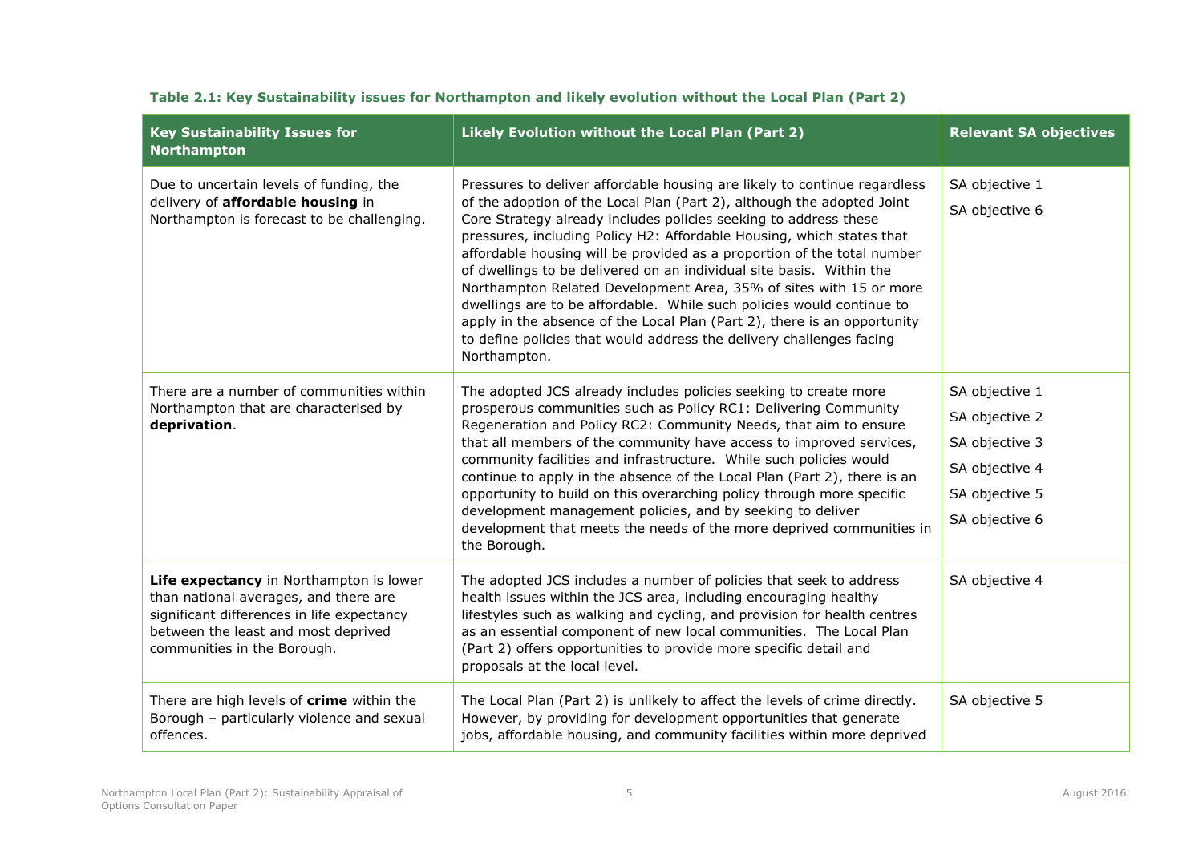**Table 2.1: Key Sustainability issues for Northampton and likely evolution without the Local Plan (Part 2)**

| Key Sustainability Issues for Northampton | Likely Evolution without the Local Plan (Part 2) | Relevant SA objectives |
|---|---|---|
| Due to uncertain levels of funding, the delivery of **affordable housing** in Northampton is forecast to be challenging. | Pressures to deliver affordable housing are likely to continue regardless of the adoption of the Local Plan (Part 2), although the adopted Joint Core Strategy already includes policies seeking to address these pressures, including Policy H2: Affordable Housing, which states that affordable housing will be provided as a proportion of the total number of dwellings to be delivered on an individual site basis. Within the Northampton Related Development Area, 35% of sites with 15 or more dwellings are to be affordable. While such policies would continue to apply in the absence of the Local Plan (Part 2), there is an opportunity to define policies that would address the delivery challenges facing Northampton. | SA objective 1<br>SA objective 6 |
| There are a number of communities within Northampton that are characterised by **deprivation**. | The adopted JCS already includes policies seeking to create more prosperous communities such as Policy RC1: Delivering Community Regeneration and Policy RC2: Community Needs, that aim to ensure that all members of the community have access to improved services, community facilities and infrastructure. While such policies would continue to apply in the absence of the Local Plan (Part 2), there is an opportunity to build on this overarching policy through more specific development management policies, and by seeking to deliver development that meets the needs of the more deprived communities in the Borough. | SA objective 1<br>SA objective 2<br>SA objective 3<br>SA objective 4<br>SA objective 5<br>SA objective 6 |
| **Life expectancy** in Northampton is lower than national averages, and there are significant differences in life expectancy between the least and most deprived communities in the Borough. | The adopted JCS includes a number of policies that seek to address health issues within the JCS area, including encouraging healthy lifestyles such as walking and cycling, and provision for health centres as an essential component of new local communities. The Local Plan (Part 2) offers opportunities to provide more specific detail and proposals at the local level. | SA objective 4 |
| There are high levels of **crime** within the Borough – particularly violence and sexual offences. | The Local Plan (Part 2) is unlikely to affect the levels of crime directly. However, by providing for development opportunities that generate jobs, affordable housing, and community facilities within more deprived | SA objective 5 |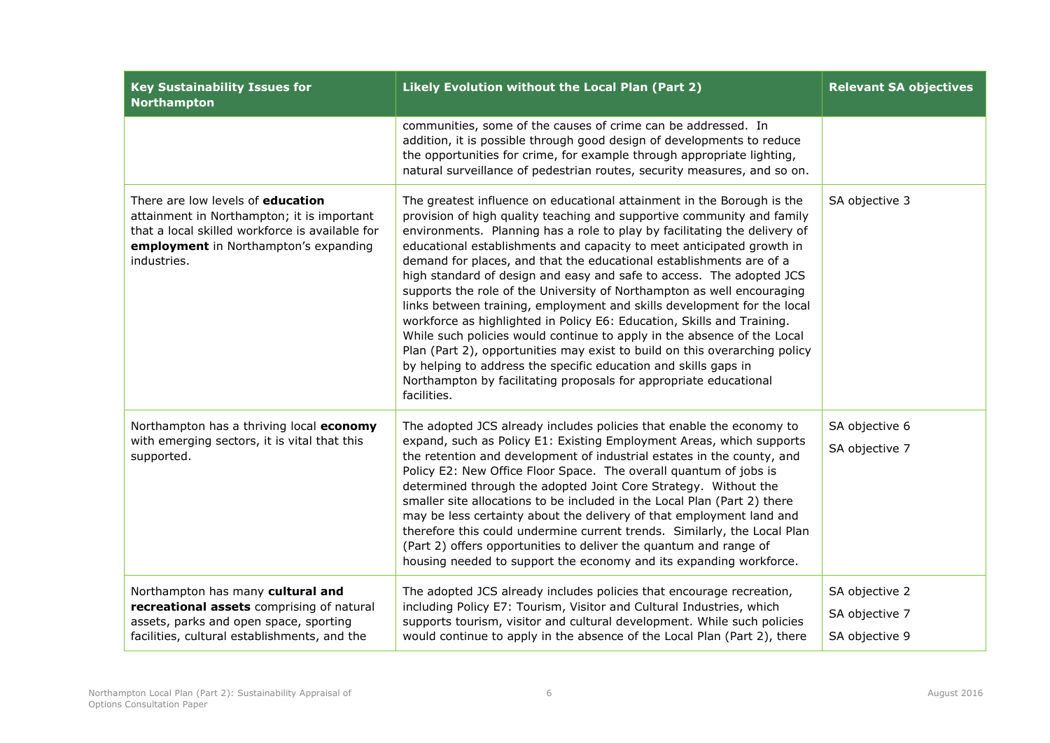| Key Sustainability Issues for Northampton | Likely Evolution without the Local Plan (Part 2) | Relevant SA objectives |
|---|---|---|
| | communities, some of the causes of crime can be addressed. In addition, it is possible through good design of developments to reduce the opportunities for crime, for example through appropriate lighting, natural surveillance of pedestrian routes, security measures, and so on. | |
| There are low levels of **education** attainment in Northampton; it is important that a local skilled workforce is available for **employment** in Northampton's expanding industries. | The greatest influence on educational attainment in the Borough is the provision of high quality teaching and supportive community and family environments. Planning has a role to play by facilitating the delivery of educational establishments and capacity to meet anticipated growth in demand for places, and that the educational establishments are of a high standard of design and easy and safe to access. The adopted JCS supports the role of the University of Northampton as well encouraging links between training, employment and skills development for the local workforce as highlighted in Policy E6: Education, Skills and Training. While such policies would continue to apply in the absence of the Local Plan (Part 2), opportunities may exist to build on this overarching policy by helping to address the specific education and skills gaps in Northampton by facilitating proposals for appropriate educational facilities. | SA objective 3 |
| Northampton has a thriving local **economy** with emerging sectors, it is vital that this supported. | The adopted JCS already includes policies that enable the economy to expand, such as Policy E1: Existing Employment Areas, which supports the retention and development of industrial estates in the county, and Policy E2: New Office Floor Space. The overall quantum of jobs is determined through the adopted Joint Core Strategy. Without the smaller site allocations to be included in the Local Plan (Part 2) there may be less certainty about the delivery of that employment land and therefore this could undermine current trends. Similarly, the Local Plan (Part 2) offers opportunities to deliver the quantum and range of housing needed to support the economy and its expanding workforce. | SA objective 6<br>SA objective 7 |
| Northampton has many **cultural and recreational assets** comprising of natural assets, parks and open space, sporting facilities, cultural establishments, and the | The adopted JCS already includes policies that encourage recreation, including Policy E7: Tourism, Visitor and Cultural Industries, which supports tourism, visitor and cultural development. While such policies would continue to apply in the absence of the Local Plan (Part 2), there | SA objective 2<br>SA objective 7<br>SA objective 9 |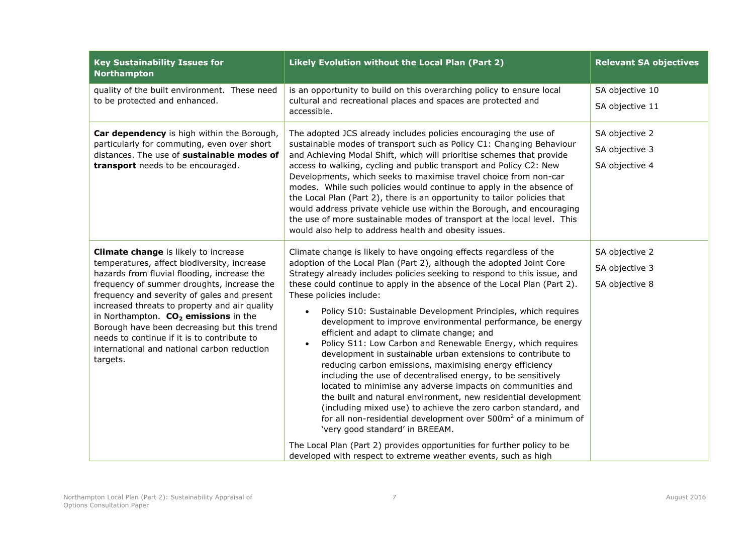| Key Sustainability Issues for Northampton | Likely Evolution without the Local Plan (Part 2) | Relevant SA objectives |
|---|---|---|
| quality of the built environment. These need to be protected and enhanced. | is an opportunity to build on this overarching policy to ensure local cultural and recreational places and spaces are protected and accessible. | SA objective 10<br>SA objective 11 |
| **Car dependency** is high within the Borough, particularly for commuting, even over short distances. The use of **sustainable modes of transport** needs to be encouraged. | The adopted JCS already includes policies encouraging the use of sustainable modes of transport such as Policy C1: Changing Behaviour and Achieving Modal Shift, which will prioritise schemes that provide access to walking, cycling and public transport and Policy C2: New Developments, which seeks to maximise travel choice from non-car modes. While such policies would continue to apply in the absence of the Local Plan (Part 2), there is an opportunity to tailor policies that would address private vehicle use within the Borough, and encouraging the use of more sustainable modes of transport at the local level. This would also help to address health and obesity issues. | SA objective 2<br>SA objective 3<br>SA objective 4 |
| **Climate change** is likely to increase temperatures, affect biodiversity, increase hazards from fluvial flooding, increase the frequency of summer droughts, increase the frequency and severity of gales and present increased threats to property and air quality in Northampton. **$CO_2$ emissions** in the Borough have been decreasing but this trend needs to continue if it is to contribute to international and national carbon reduction targets. | Climate change is likely to have ongoing effects regardless of the adoption of the Local Plan (Part 2), although the adopted Joint Core Strategy already includes policies seeking to respond to this issue, and these could continue to apply in the absence of the Local Plan (Part 2). These policies include:<br>• Policy S10: Sustainable Development Principles, which requires development to improve environmental performance, be energy efficient and adapt to climate change; and<br>• Policy S11: Low Carbon and Renewable Energy, which requires development in sustainable urban extensions to contribute to reducing carbon emissions, maximising energy efficiency including the use of decentralised energy, to be sensitively located to minimise any adverse impacts on communities and the built and natural environment, new residential development (including mixed use) to achieve the zero carbon standard, and for all non-residential development over 500m$^2$ of a minimum of 'very good standard' in BREEAM.<br><br>The Local Plan (Part 2) provides opportunities for further policy to be developed with respect to extreme weather events, such as high | SA objective 2<br>SA objective 3<br>SA objective 8 |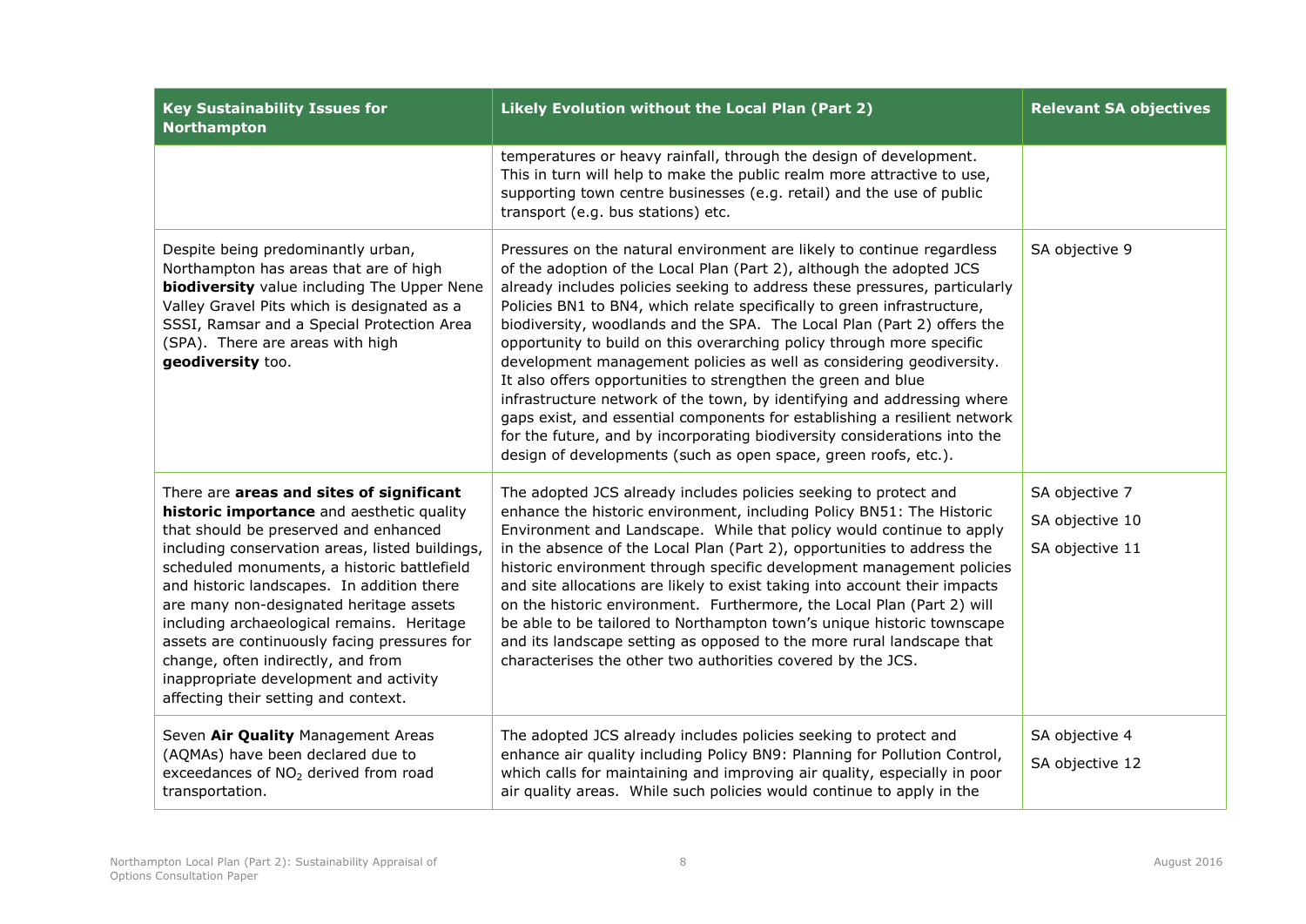| Key Sustainability Issues for Northampton | Likely Evolution without the Local Plan (Part 2) | Relevant SA objectives |
|---|---|---|
| | temperatures or heavy rainfall, through the design of development. This in turn will help to make the public realm more attractive to use, supporting town centre businesses (e.g. retail) and the use of public transport (e.g. bus stations) etc. | |
| Despite being predominantly urban, Northampton has areas that are of high **biodiversity** value including The Upper Nene Valley Gravel Pits which is designated as a SSSI, Ramsar and a Special Protection Area (SPA). There are areas with high **geodiversity** too. | Pressures on the natural environment are likely to continue regardless of the adoption of the Local Plan (Part 2), although the adopted JCS already includes policies seeking to address these pressures, particularly Policies BN1 to BN4, which relate specifically to green infrastructure, biodiversity, woodlands and the SPA. The Local Plan (Part 2) offers the opportunity to build on this overarching policy through more specific development management policies as well as considering geodiversity. It also offers opportunities to strengthen the green and blue infrastructure network of the town, by identifying and addressing where gaps exist, and essential components for establishing a resilient network for the future, and by incorporating biodiversity considerations into the design of developments (such as open space, green roofs, etc.). | SA objective 9 |
| There are **areas and sites of significant historic importance** and aesthetic quality that should be preserved and enhanced including conservation areas, listed buildings, scheduled monuments, a historic battlefield and historic landscapes. In addition there are many non-designated heritage assets including archaeological remains. Heritage assets are continuously facing pressures for change, often indirectly, and from inappropriate development and activity affecting their setting and context. | The adopted JCS already includes policies seeking to protect and enhance the historic environment, including Policy BN51: The Historic Environment and Landscape. While that policy would continue to apply in the absence of the Local Plan (Part 2), opportunities to address the historic environment through specific development management policies and site allocations are likely to exist taking into account their impacts on the historic environment. Furthermore, the Local Plan (Part 2) will be able to be tailored to Northampton town's unique historic townscape and its landscape setting as opposed to the more rural landscape that characterises the other two authorities covered by the JCS. | SA objective 7<br>SA objective 10<br>SA objective 11 |
| Seven **Air Quality** Management Areas (AQMAs) have been declared due to exceedances of $NO_2$ derived from road transportation. | The adopted JCS already includes policies seeking to protect and enhance air quality including Policy BN9: Planning for Pollution Control, which calls for maintaining and improving air quality, especially in poor air quality areas. While such policies would continue to apply in the | SA objective 4<br>SA objective 12 |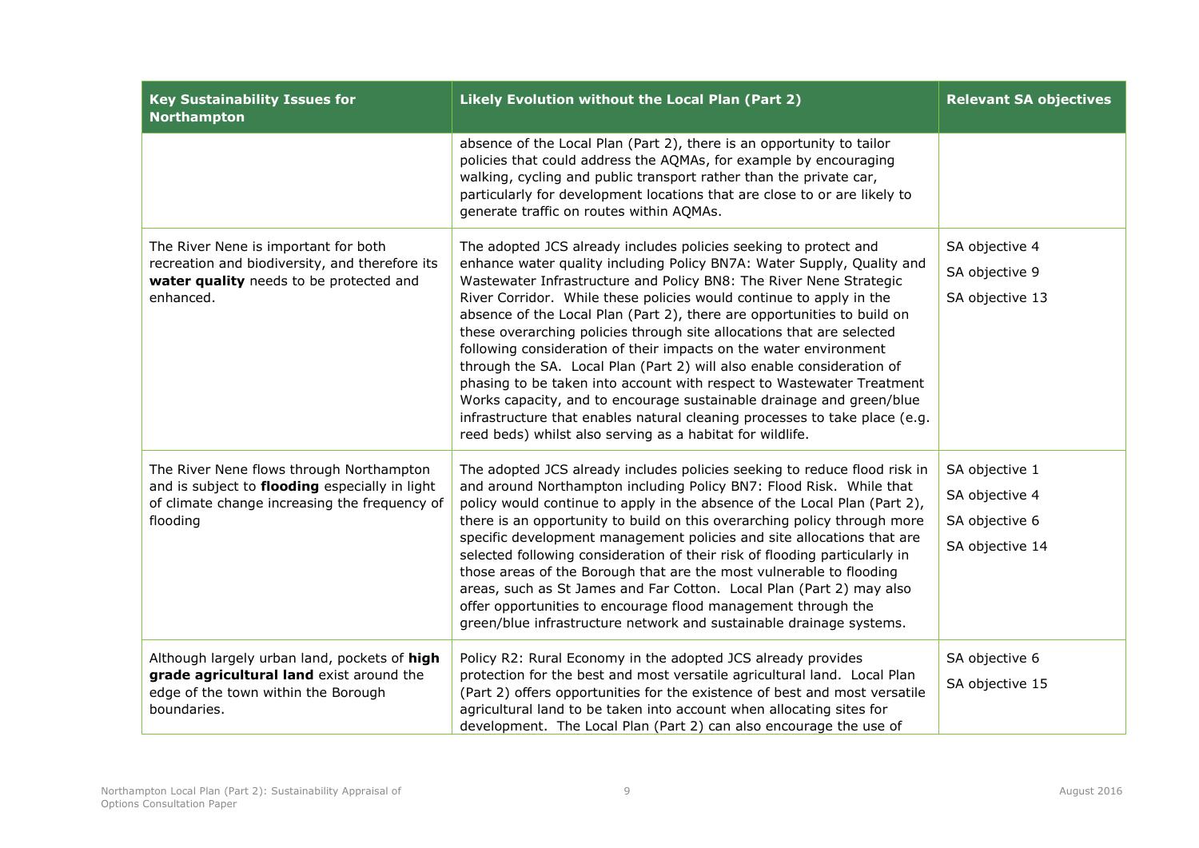| Key Sustainability Issues for Northampton | Likely Evolution without the Local Plan (Part 2) | Relevant SA objectives |
|---|---|---|
| | absence of the Local Plan (Part 2), there is an opportunity to tailor policies that could address the AQMAs, for example by encouraging walking, cycling and public transport rather than the private car, particularly for development locations that are close to or are likely to generate traffic on routes within AQMAs. | |
| The River Nene is important for both recreation and biodiversity, and therefore its **water quality** needs to be protected and enhanced. | The adopted JCS already includes policies seeking to protect and enhance water quality including Policy BN7A: Water Supply, Quality and Wastewater Infrastructure and Policy BN8: The River Nene Strategic River Corridor. While these policies would continue to apply in the absence of the Local Plan (Part 2), there are opportunities to build on these overarching policies through site allocations that are selected following consideration of their impacts on the water environment through the SA. Local Plan (Part 2) will also enable consideration of phasing to be taken into account with respect to Wastewater Treatment Works capacity, and to encourage sustainable drainage and green/blue infrastructure that enables natural cleaning processes to take place (e.g. reed beds) whilst also serving as a habitat for wildlife. | SA objective 4<br>SA objective 9<br>SA objective 13 |
| The River Nene flows through Northampton and is subject to **flooding** especially in light of climate change increasing the frequency of flooding | The adopted JCS already includes policies seeking to reduce flood risk in and around Northampton including Policy BN7: Flood Risk. While that policy would continue to apply in the absence of the Local Plan (Part 2), there is an opportunity to build on this overarching policy through more specific development management policies and site allocations that are selected following consideration of their risk of flooding particularly in those areas of the Borough that are the most vulnerable to flooding areas, such as St James and Far Cotton. Local Plan (Part 2) may also offer opportunities to encourage flood management through the green/blue infrastructure network and sustainable drainage systems. | SA objective 1<br>SA objective 4<br>SA objective 6<br>SA objective 14 |
| Although largely urban land, pockets of **high grade agricultural land** exist around the edge of the town within the Borough boundaries. | Policy R2: Rural Economy in the adopted JCS already provides protection for the best and most versatile agricultural land. Local Plan (Part 2) offers opportunities for the existence of best and most versatile agricultural land to be taken into account when allocating sites for development. The Local Plan (Part 2) can also encourage the use of | SA objective 6<br>SA objective 15 |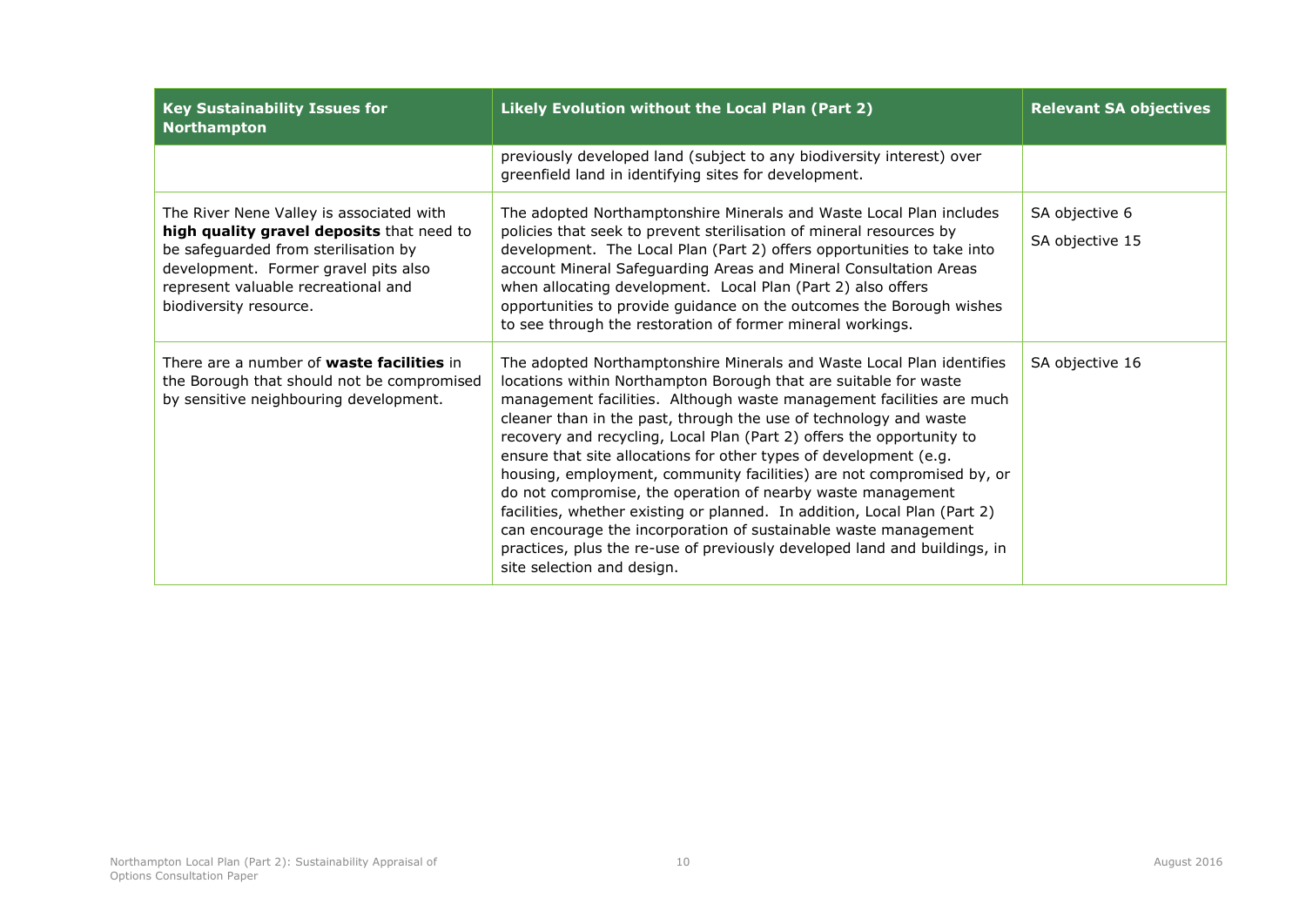| Key Sustainability Issues for Northampton | Likely Evolution without the Local Plan (Part 2) | Relevant SA objectives |
|---|---|---|
| | previously developed land (subject to any biodiversity interest) over greenfield land in identifying sites for development. | |
| The River Nene Valley is associated with **high quality gravel deposits** that need to be safeguarded from sterilisation by development. Former gravel pits also represent valuable recreational and biodiversity resource. | The adopted Northamptonshire Minerals and Waste Local Plan includes policies that seek to prevent sterilisation of mineral resources by development. The Local Plan (Part 2) offers opportunities to take into account Mineral Safeguarding Areas and Mineral Consultation Areas when allocating development. Local Plan (Part 2) also offers opportunities to provide guidance on the outcomes the Borough wishes to see through the restoration of former mineral workings. | SA objective 6<br>SA objective 15 |
| There are a number of **waste facilities** in the Borough that should not be compromised by sensitive neighbouring development. | The adopted Northamptonshire Minerals and Waste Local Plan identifies locations within Northampton Borough that are suitable for waste management facilities. Although waste management facilities are much cleaner than in the past, through the use of technology and waste recovery and recycling, Local Plan (Part 2) offers the opportunity to ensure that site allocations for other types of development (e.g. housing, employment, community facilities) are not compromised by, or do not compromise, the operation of nearby waste management facilities, whether existing or planned. In addition, Local Plan (Part 2) can encourage the incorporation of sustainable waste management practices, plus the re-use of previously developed land and buildings, in site selection and design. | SA objective 16 |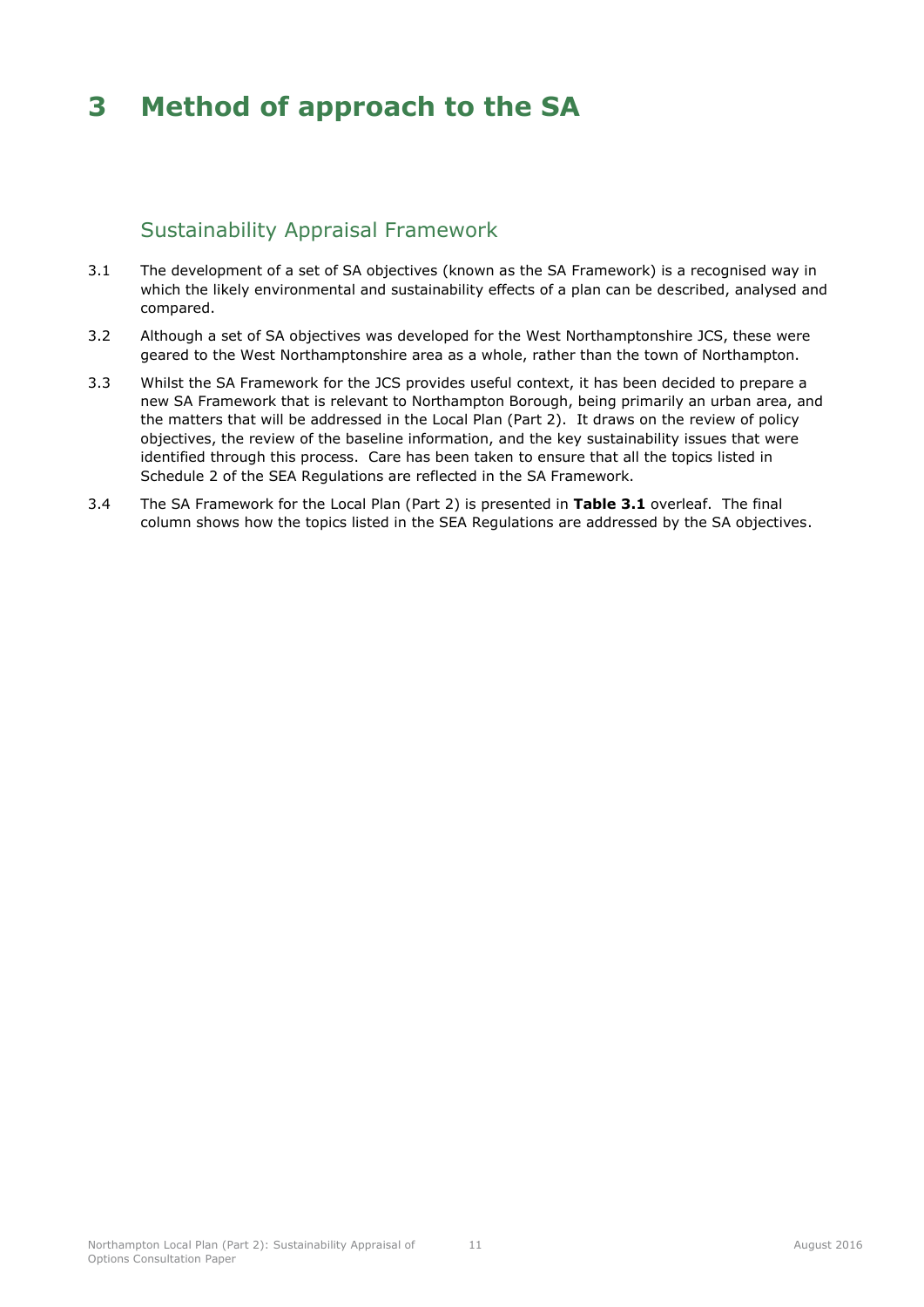# 3 Method of approach to the SA

## Sustainability Appraisal Framework

3.1 The development of a set of SA objectives (known as the SA Framework) is a recognised way in which the likely environmental and sustainability effects of a plan can be described, analysed and compared.

3.2 Although a set of SA objectives was developed for the West Northamptonshire JCS, these were geared to the West Northamptonshire area as a whole, rather than the town of Northampton.

3.3 Whilst the SA Framework for the JCS provides useful context, it has been decided to prepare a new SA Framework that is relevant to Northampton Borough, being primarily an urban area, and the matters that will be addressed in the Local Plan (Part 2). It draws on the review of policy objectives, the review of the baseline information, and the key sustainability issues that were identified through this process. Care has been taken to ensure that all the topics listed in Schedule 2 of the SEA Regulations are reflected in the SA Framework.

3.4 The SA Framework for the Local Plan (Part 2) is presented in **Table 3.1** overleaf. The final column shows how the topics listed in the SEA Regulations are addressed by the SA objectives.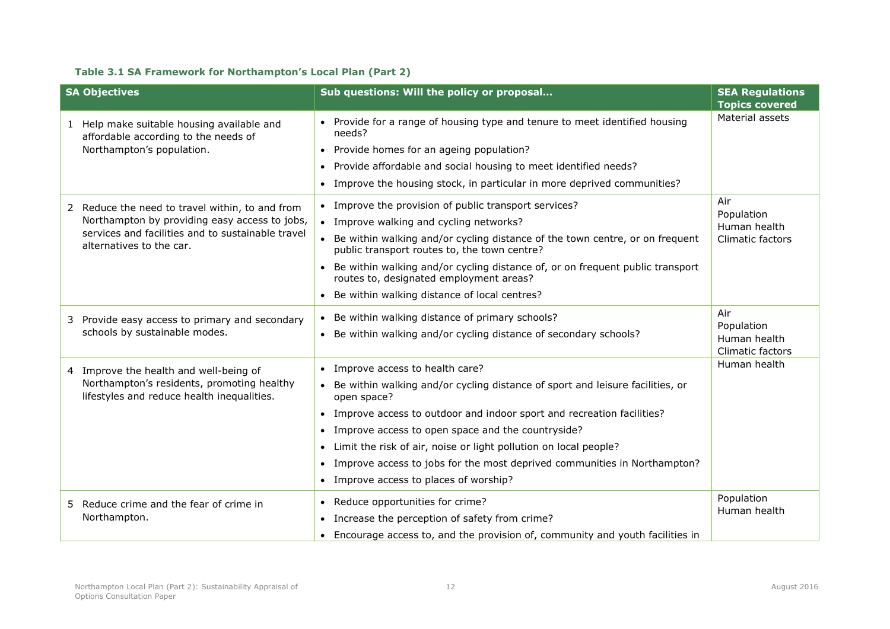**Table 3.1 SA Framework for Northampton's Local Plan (Part 2)**

| SA Objectives | Sub questions: Will the policy or proposal… | SEA Regulations Topics covered |
|---|---|---|
| 1 Help make suitable housing available and affordable according to the needs of Northampton's population. | • Provide for a range of housing type and tenure to meet identified housing needs?<br>• Provide homes for an ageing population?<br>• Provide affordable and social housing to meet identified needs?<br>• Improve the housing stock, in particular in more deprived communities? | Material assets |
| 2 Reduce the need to travel within, to and from Northampton by providing easy access to jobs, services and facilities and to sustainable travel alternatives to the car. | • Improve the provision of public transport services?<br>• Improve walking and cycling networks?<br>• Be within walking and/or cycling distance of the town centre, or on frequent public transport routes to, the town centre?<br>• Be within walking and/or cycling distance of, or on frequent public transport routes to, designated employment areas?<br>• Be within walking distance of local centres? | Air<br>Population<br>Human health<br>Climatic factors |
| 3 Provide easy access to primary and secondary schools by sustainable modes. | • Be within walking distance of primary schools?<br>• Be within walking and/or cycling distance of secondary schools? | Air<br>Population<br>Human health<br>Climatic factors |
| 4 Improve the health and well-being of Northampton's residents, promoting healthy lifestyles and reduce health inequalities. | • Improve access to health care?<br>• Be within walking and/or cycling distance of sport and leisure facilities, or open space?<br>• Improve access to outdoor and indoor sport and recreation facilities?<br>• Improve access to open space and the countryside?<br>• Limit the risk of air, noise or light pollution on local people?<br>• Improve access to jobs for the most deprived communities in Northampton?<br>• Improve access to places of worship? | Human health |
| 5 Reduce crime and the fear of crime in Northampton. | • Reduce opportunities for crime?<br>• Increase the perception of safety from crime?<br>• Encourage access to, and the provision of, community and youth facilities in | Population<br>Human health |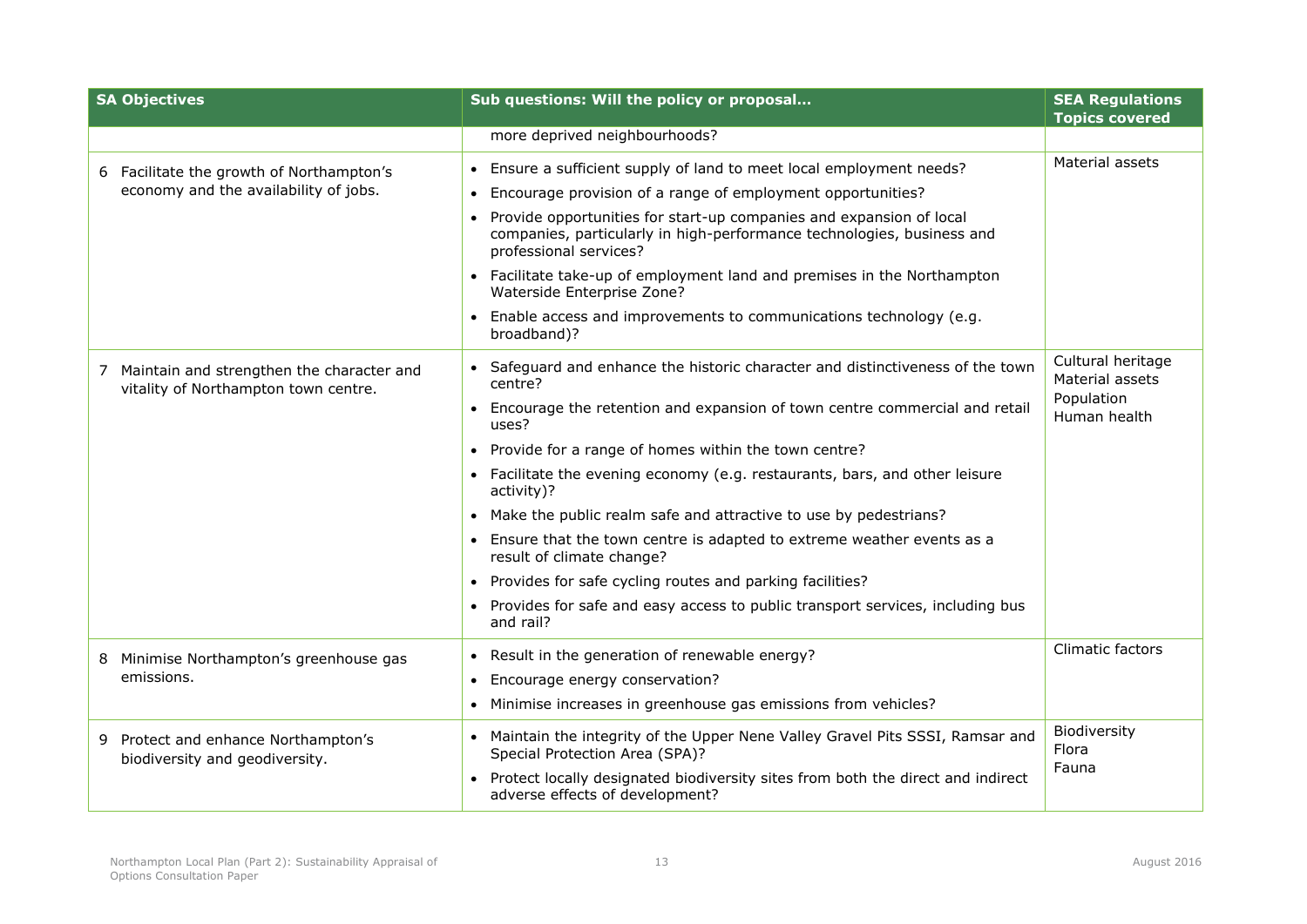| SA Objectives | Sub questions: Will the policy or proposal… | SEA Regulations Topics covered |
|---|---|---|
| | more deprived neighbourhoods? | |
| 6 Facilitate the growth of Northampton's economy and the availability of jobs. | • Ensure a sufficient supply of land to meet local employment needs?<br>• Encourage provision of a range of employment opportunities?<br>• Provide opportunities for start-up companies and expansion of local companies, particularly in high-performance technologies, business and professional services?<br>• Facilitate take-up of employment land and premises in the Northampton Waterside Enterprise Zone?<br>• Enable access and improvements to communications technology (e.g. broadband)? | Material assets |
| 7 Maintain and strengthen the character and vitality of Northampton town centre. | • Safeguard and enhance the historic character and distinctiveness of the town centre?<br>• Encourage the retention and expansion of town centre commercial and retail uses?<br>• Provide for a range of homes within the town centre?<br>• Facilitate the evening economy (e.g. restaurants, bars, and other leisure activity)?<br>• Make the public realm safe and attractive to use by pedestrians?<br>• Ensure that the town centre is adapted to extreme weather events as a result of climate change?<br>• Provides for safe cycling routes and parking facilities?<br>• Provides for safe and easy access to public transport services, including bus and rail? | Cultural heritage<br>Material assets<br>Population<br>Human health |
| 8 Minimise Northampton's greenhouse gas emissions. | • Result in the generation of renewable energy?<br>• Encourage energy conservation?<br>• Minimise increases in greenhouse gas emissions from vehicles? | Climatic factors |
| 9 Protect and enhance Northampton's biodiversity and geodiversity. | • Maintain the integrity of the Upper Nene Valley Gravel Pits SSSI, Ramsar and Special Protection Area (SPA)?<br>• Protect locally designated biodiversity sites from both the direct and indirect adverse effects of development? | Biodiversity<br>Flora<br>Fauna |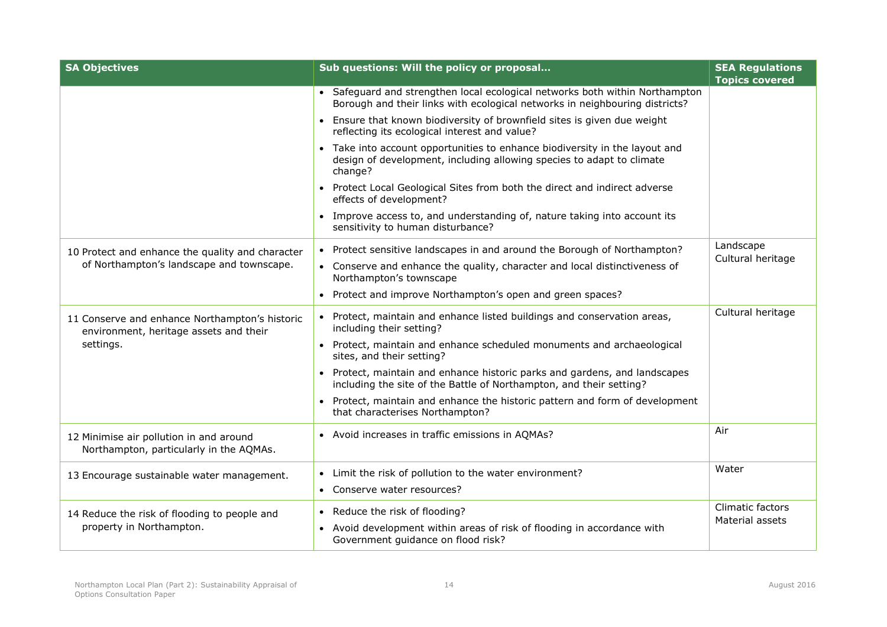| SA Objectives | Sub questions: Will the policy or proposal… | SEA Regulations Topics covered |
|---|---|---|
| | • Safeguard and strengthen local ecological networks both within Northampton Borough and their links with ecological networks in neighbouring districts?<br>• Ensure that known biodiversity of brownfield sites is given due weight reflecting its ecological interest and value?<br>• Take into account opportunities to enhance biodiversity in the layout and design of development, including allowing species to adapt to climate change?<br>• Protect Local Geological Sites from both the direct and indirect adverse effects of development?<br>• Improve access to, and understanding of, nature taking into account its sensitivity to human disturbance? | |
| 10 Protect and enhance the quality and character of Northampton's landscape and townscape. | • Protect sensitive landscapes in and around the Borough of Northampton?<br>• Conserve and enhance the quality, character and local distinctiveness of Northampton's townscape<br>• Protect and improve Northampton's open and green spaces? | Landscape<br>Cultural heritage |
| 11 Conserve and enhance Northampton's historic environment, heritage assets and their settings. | • Protect, maintain and enhance listed buildings and conservation areas, including their setting?<br>• Protect, maintain and enhance scheduled monuments and archaeological sites, and their setting?<br>• Protect, maintain and enhance historic parks and gardens, and landscapes including the site of the Battle of Northampton, and their setting?<br>• Protect, maintain and enhance the historic pattern and form of development that characterises Northampton? | Cultural heritage |
| 12 Minimise air pollution in and around Northampton, particularly in the AQMAs. | • Avoid increases in traffic emissions in AQMAs? | Air |
| 13 Encourage sustainable water management. | • Limit the risk of pollution to the water environment?<br>• Conserve water resources? | Water |
| 14 Reduce the risk of flooding to people and property in Northampton. | • Reduce the risk of flooding?<br>• Avoid development within areas of risk of flooding in accordance with Government guidance on flood risk? | Climatic factors<br>Material assets |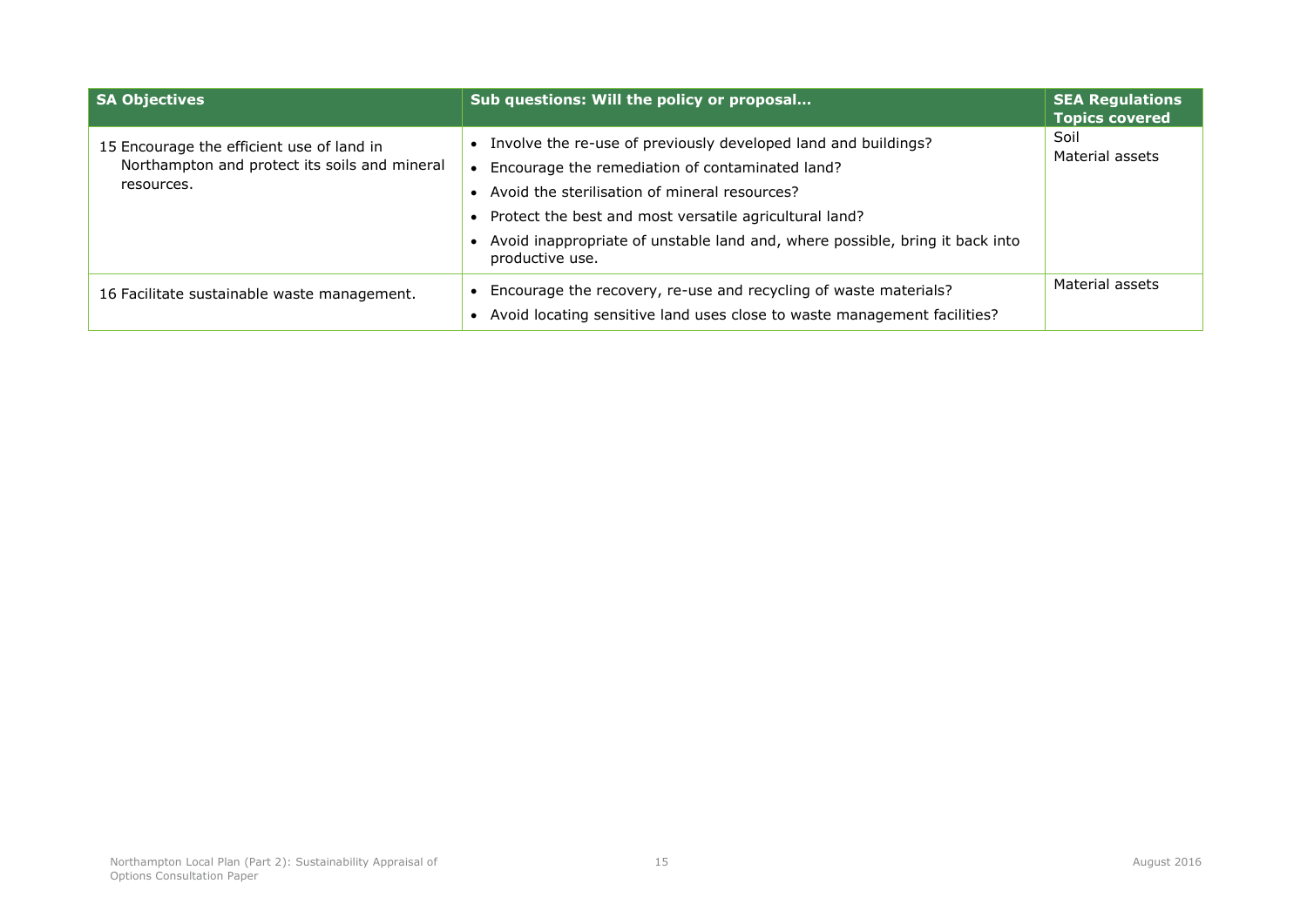| SA Objectives | Sub questions: Will the policy or proposal… | SEA Regulations Topics covered |
|---|---|---|
| 15 Encourage the efficient use of land in Northampton and protect its soils and mineral resources. | • Involve the re-use of previously developed land and buildings?<br>• Encourage the remediation of contaminated land?<br>• Avoid the sterilisation of mineral resources?<br>• Protect the best and most versatile agricultural land?<br>• Avoid inappropriate of unstable land and, where possible, bring it back into productive use. | Soil<br>Material assets |
| 16 Facilitate sustainable waste management. | • Encourage the recovery, re-use and recycling of waste materials?<br>• Avoid locating sensitive land uses close to waste management facilities? | Material assets |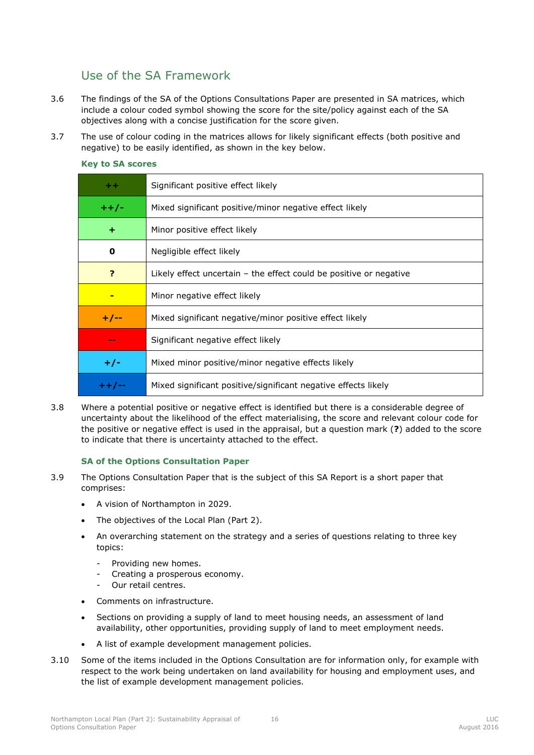## Use of the SA Framework

3.6 The findings of the SA of the Options Consultations Paper are presented in SA matrices, which include a colour coded symbol showing the score for the site/policy against each of the SA objectives along with a concise justification for the score given.

3.7 The use of colour coding in the matrices allows for likely significant effects (both positive and negative) to be easily identified, as shown in the key below.

**Key to SA scores**

| Score | Description |
|---|---|
| ++ | Significant positive effect likely |
| ++/- | Mixed significant positive/minor negative effect likely |
| + | Minor positive effect likely |
| 0 | Negligible effect likely |
| ? | Likely effect uncertain – the effect could be positive or negative |
| - | Minor negative effect likely |
| +/-- | Mixed significant negative/minor positive effect likely |
| -- | Significant negative effect likely |
| +/- | Mixed minor positive/minor negative effects likely |
| ++/-- | Mixed significant positive/significant negative effects likely |

3.8 Where a potential positive or negative effect is identified but there is a considerable degree of uncertainty about the likelihood of the effect materialising, the score and relevant colour code for the positive or negative effect is used in the appraisal, but a question mark (**?**) added to the score to indicate that there is uncertainty attached to the effect.

**SA of the Options Consultation Paper**

3.9 The Options Consultation Paper that is the subject of this SA Report is a short paper that comprises:

- A vision of Northampton in 2029.
- The objectives of the Local Plan (Part 2).
- An overarching statement on the strategy and a series of questions relating to three key topics:
  - Providing new homes.
  - Creating a prosperous economy.
  - Our retail centres.
- Comments on infrastructure.
- Sections on providing a supply of land to meet housing needs, an assessment of land availability, other opportunities, providing supply of land to meet employment needs.
- A list of example development management policies.

3.10 Some of the items included in the Options Consultation are for information only, for example with respect to the work being undertaken on land availability for housing and employment uses, and the list of example development management policies.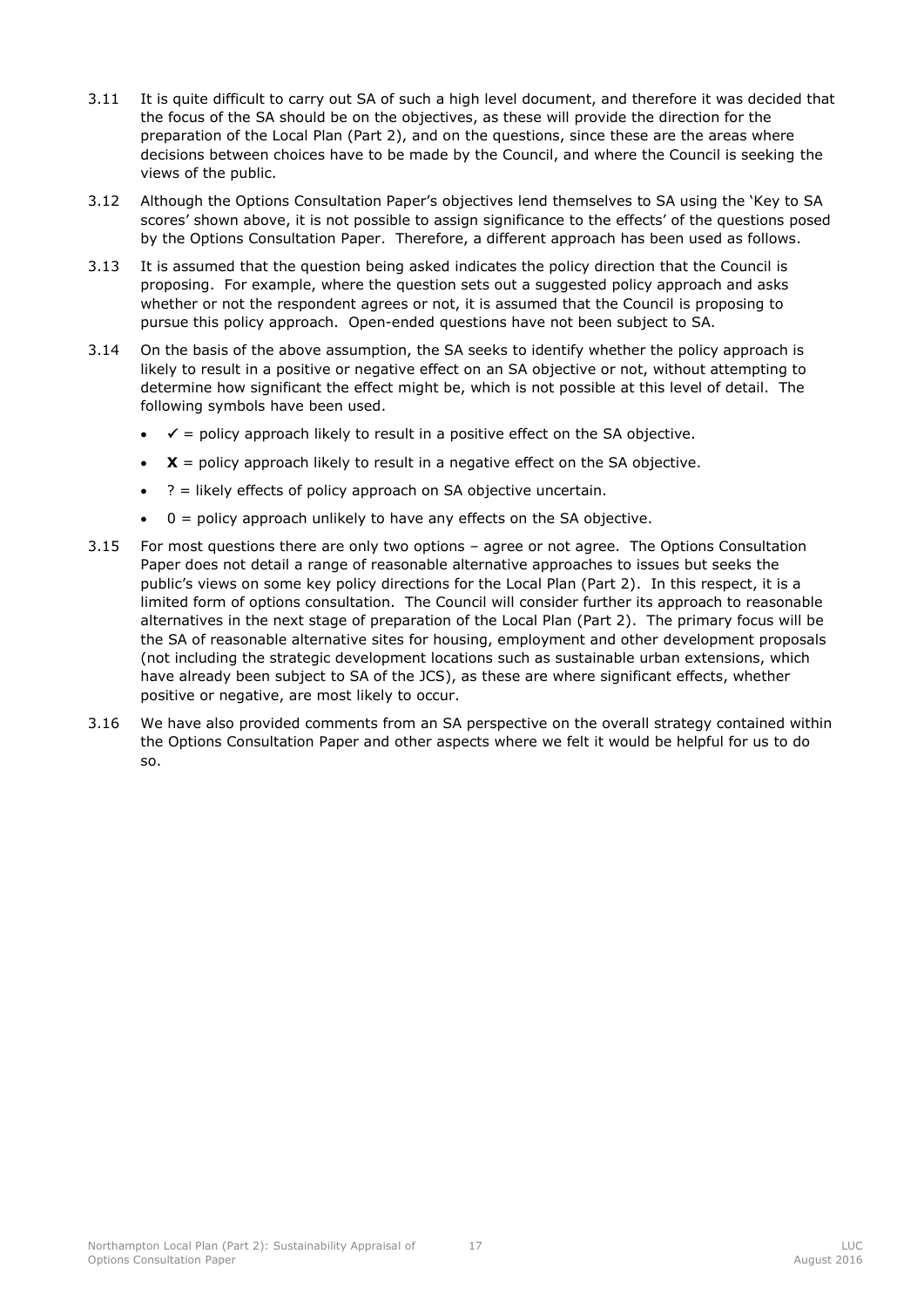3.11 It is quite difficult to carry out SA of such a high level document, and therefore it was decided that the focus of the SA should be on the objectives, as these will provide the direction for the preparation of the Local Plan (Part 2), and on the questions, since these are the areas where decisions between choices have to be made by the Council, and where the Council is seeking the views of the public.

3.12 Although the Options Consultation Paper's objectives lend themselves to SA using the 'Key to SA scores' shown above, it is not possible to assign significance to the effects' of the questions posed by the Options Consultation Paper. Therefore, a different approach has been used as follows.

3.13 It is assumed that the question being asked indicates the policy direction that the Council is proposing. For example, where the question sets out a suggested policy approach and asks whether or not the respondent agrees or not, it is assumed that the Council is proposing to pursue this policy approach. Open-ended questions have not been subject to SA.

3.14 On the basis of the above assumption, the SA seeks to identify whether the policy approach is likely to result in a positive or negative effect on an SA objective or not, without attempting to determine how significant the effect might be, which is not possible at this level of detail. The following symbols have been used.

- ✓ = policy approach likely to result in a positive effect on the SA objective.
- **X** = policy approach likely to result in a negative effect on the SA objective.
- ? = likely effects of policy approach on SA objective uncertain.
- 0 = policy approach unlikely to have any effects on the SA objective.

3.15 For most questions there are only two options – agree or not agree. The Options Consultation Paper does not detail a range of reasonable alternative approaches to issues but seeks the public's views on some key policy directions for the Local Plan (Part 2). In this respect, it is a limited form of options consultation. The Council will consider further its approach to reasonable alternatives in the next stage of preparation of the Local Plan (Part 2). The primary focus will be the SA of reasonable alternative sites for housing, employment and other development proposals (not including the strategic development locations such as sustainable urban extensions, which have already been subject to SA of the JCS), as these are where significant effects, whether positive or negative, are most likely to occur.

3.16 We have also provided comments from an SA perspective on the overall strategy contained within the Options Consultation Paper and other aspects where we felt it would be helpful for us to do so.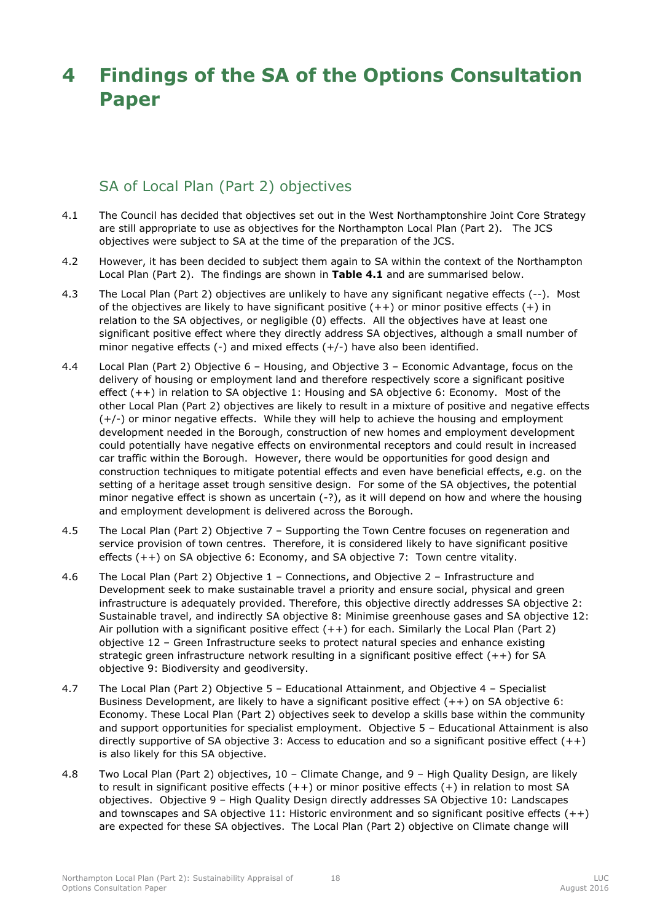# 4 Findings of the SA of the Options Consultation Paper

## SA of Local Plan (Part 2) objectives

4.1 The Council has decided that objectives set out in the West Northamptonshire Joint Core Strategy are still appropriate to use as objectives for the Northampton Local Plan (Part 2). The JCS objectives were subject to SA at the time of the preparation of the JCS.

4.2 However, it has been decided to subject them again to SA within the context of the Northampton Local Plan (Part 2). The findings are shown in **Table 4.1** and are summarised below.

4.3 The Local Plan (Part 2) objectives are unlikely to have any significant negative effects (--). Most of the objectives are likely to have significant positive (++) or minor positive effects (+) in relation to the SA objectives, or negligible (0) effects. All the objectives have at least one significant positive effect where they directly address SA objectives, although a small number of minor negative effects (-) and mixed effects (+/-) have also been identified.

4.4 Local Plan (Part 2) Objective 6 – Housing, and Objective 3 – Economic Advantage, focus on the delivery of housing or employment land and therefore respectively score a significant positive effect (++) in relation to SA objective 1: Housing and SA objective 6: Economy. Most of the other Local Plan (Part 2) objectives are likely to result in a mixture of positive and negative effects (+/-) or minor negative effects. While they will help to achieve the housing and employment development needed in the Borough, construction of new homes and employment development could potentially have negative effects on environmental receptors and could result in increased car traffic within the Borough. However, there would be opportunities for good design and construction techniques to mitigate potential effects and even have beneficial effects, e.g. on the setting of a heritage asset trough sensitive design. For some of the SA objectives, the potential minor negative effect is shown as uncertain (-?), as it will depend on how and where the housing and employment development is delivered across the Borough.

4.5 The Local Plan (Part 2) Objective 7 – Supporting the Town Centre focuses on regeneration and service provision of town centres. Therefore, it is considered likely to have significant positive effects (++) on SA objective 6: Economy, and SA objective 7: Town centre vitality.

4.6 The Local Plan (Part 2) Objective 1 – Connections, and Objective 2 – Infrastructure and Development seek to make sustainable travel a priority and ensure social, physical and green infrastructure is adequately provided. Therefore, this objective directly addresses SA objective 2: Sustainable travel, and indirectly SA objective 8: Minimise greenhouse gases and SA objective 12: Air pollution with a significant positive effect (++) for each. Similarly the Local Plan (Part 2) objective 12 – Green Infrastructure seeks to protect natural species and enhance existing strategic green infrastructure network resulting in a significant positive effect (++) for SA objective 9: Biodiversity and geodiversity.

4.7 The Local Plan (Part 2) Objective 5 – Educational Attainment, and Objective 4 – Specialist Business Development, are likely to have a significant positive effect (++) on SA objective 6: Economy. These Local Plan (Part 2) objectives seek to develop a skills base within the community and support opportunities for specialist employment. Objective 5 – Educational Attainment is also directly supportive of SA objective 3: Access to education and so a significant positive effect (++) is also likely for this SA objective.

4.8 Two Local Plan (Part 2) objectives, 10 – Climate Change, and 9 – High Quality Design, are likely to result in significant positive effects (++) or minor positive effects (+) in relation to most SA objectives. Objective 9 – High Quality Design directly addresses SA Objective 10: Landscapes and townscapes and SA objective 11: Historic environment and so significant positive effects (++) are expected for these SA objectives. The Local Plan (Part 2) objective on Climate change will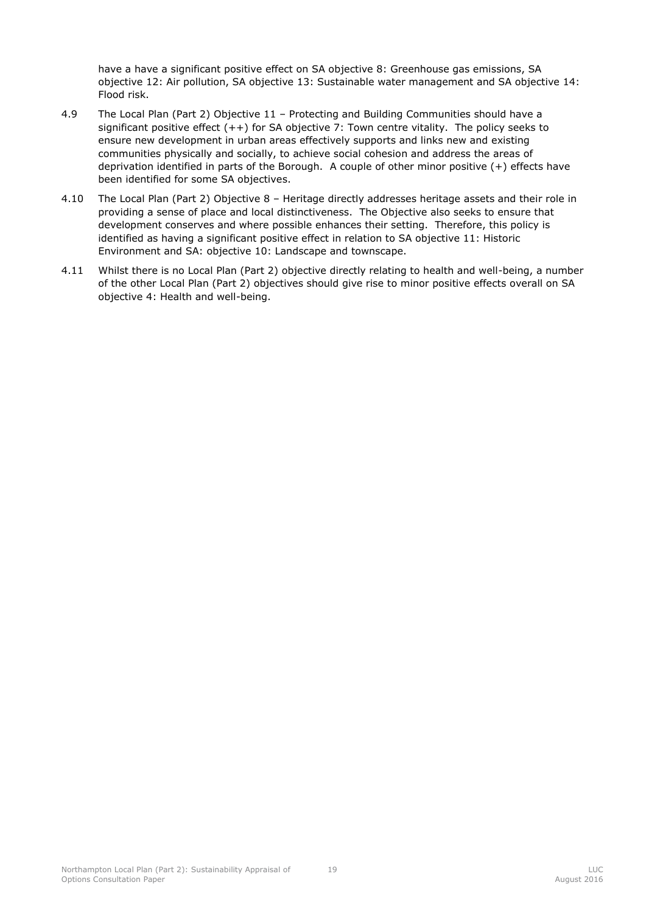have a have a significant positive effect on SA objective 8: Greenhouse gas emissions, SA objective 12: Air pollution, SA objective 13: Sustainable water management and SA objective 14: Flood risk.

4.9 The Local Plan (Part 2) Objective 11 – Protecting and Building Communities should have a significant positive effect (++) for SA objective 7: Town centre vitality. The policy seeks to ensure new development in urban areas effectively supports and links new and existing communities physically and socially, to achieve social cohesion and address the areas of deprivation identified in parts of the Borough. A couple of other minor positive (+) effects have been identified for some SA objectives.

4.10 The Local Plan (Part 2) Objective 8 – Heritage directly addresses heritage assets and their role in providing a sense of place and local distinctiveness. The Objective also seeks to ensure that development conserves and where possible enhances their setting. Therefore, this policy is identified as having a significant positive effect in relation to SA objective 11: Historic Environment and SA: objective 10: Landscape and townscape.

4.11 Whilst there is no Local Plan (Part 2) objective directly relating to health and well-being, a number of the other Local Plan (Part 2) objectives should give rise to minor positive effects overall on SA objective 4: Health and well-being.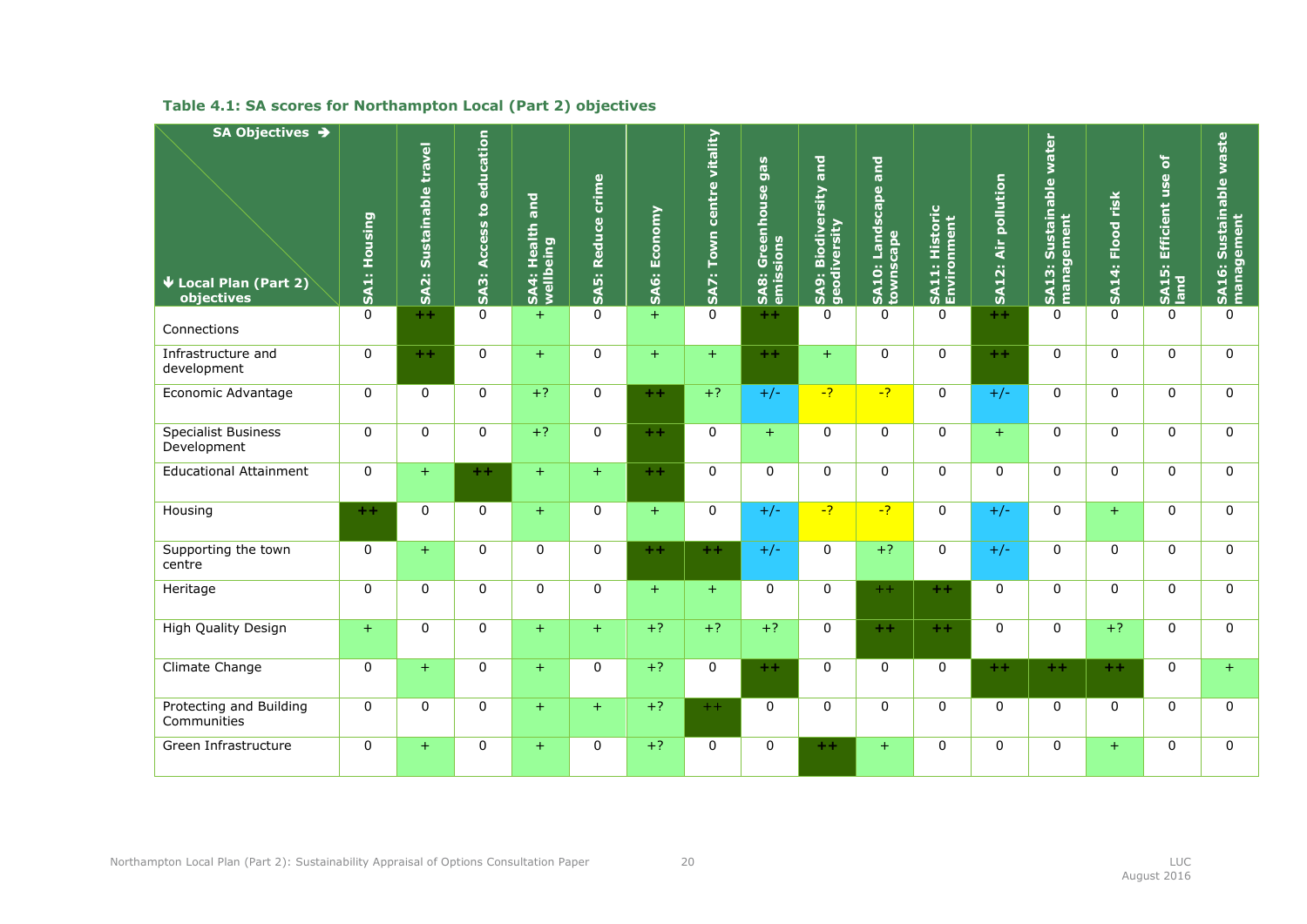**Table 4.1: SA scores for Northampton Local (Part 2) objectives**

| Local Plan (Part 2) objectives / SA Objectives | SA1: Housing | SA2: Sustainable travel | SA3: Access to education | SA4: Health and wellbeing | SA5: Reduce crime | SA6: Economy | SA7: Town centre vitality | SA8: Greenhouse gas emissions | SA9: Biodiversity and geodiversity | SA10: Landscape and townscape | SA11: Historic Environment | SA12: Air pollution | SA13: Sustainable water management | SA14: Flood risk | SA15: Efficient use of land | SA16: Sustainable waste management |
|---|---|---|---|---|---|---|---|---|---|---|---|---|---|---|---|---|
| Connections | 0 | ++ | 0 | + | 0 | + | 0 | ++ | 0 | 0 | 0 | ++ | 0 | 0 | 0 | 0 |
| Infrastructure and development | 0 | ++ | 0 | + | 0 | + | + | ++ | + | 0 | 0 | ++ | 0 | 0 | 0 | 0 |
| Economic Advantage | 0 | 0 | 0 | +? | 0 | ++ | +? | +/- | -? | -? | 0 | +/- | 0 | 0 | 0 | 0 |
| Specialist Business Development | 0 | 0 | 0 | +? | 0 | ++ | 0 | + | 0 | 0 | 0 | + | 0 | 0 | 0 | 0 |
| Educational Attainment | 0 | + | ++ | + | + | ++ | 0 | 0 | 0 | 0 | 0 | 0 | 0 | 0 | 0 | 0 |
| Housing | ++ | 0 | 0 | + | 0 | + | 0 | +/- | -? | -? | 0 | +/- | 0 | + | 0 | 0 |
| Supporting the town centre | 0 | + | 0 | 0 | 0 | ++ | ++ | +/- | 0 | +? | 0 | +/- | 0 | 0 | 0 | 0 |
| Heritage | 0 | 0 | 0 | 0 | 0 | + | + | 0 | 0 | ++ | ++ | 0 | 0 | 0 | 0 | 0 |
| High Quality Design | + | 0 | 0 | + | + | +? | +? | +? | 0 | ++ | ++ | 0 | 0 | +? | 0 | 0 |
| Climate Change | 0 | + | 0 | + | 0 | +? | 0 | ++ | 0 | 0 | 0 | ++ | ++ | ++ | 0 | + |
| Protecting and Building Communities | 0 | 0 | 0 | + | + | +? | ++ | 0 | 0 | 0 | 0 | 0 | 0 | 0 | 0 | 0 |
| Green Infrastructure | 0 | + | 0 | + | 0 | +? | 0 | 0 | ++ | + | 0 | 0 | 0 | + | 0 | 0 |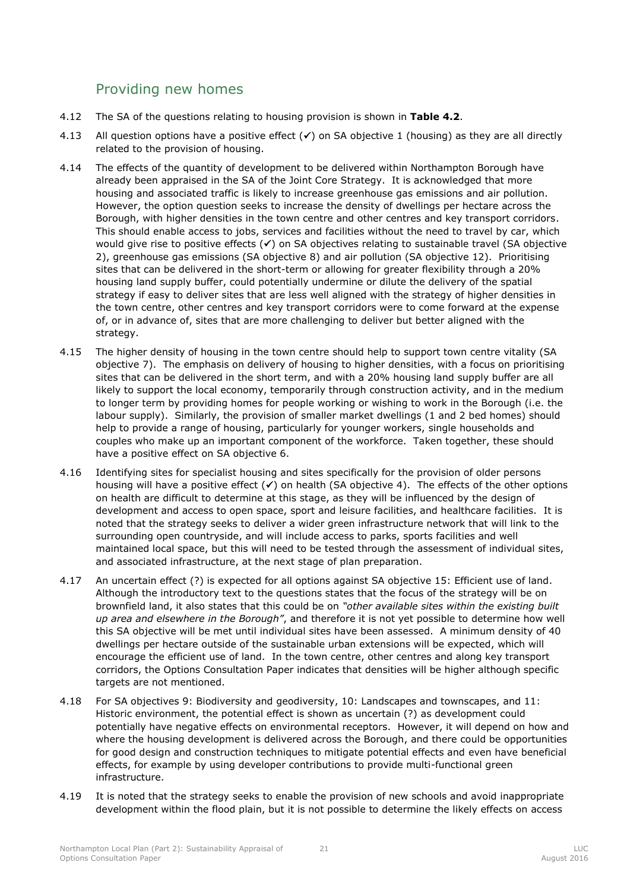## Providing new homes

4.12 The SA of the questions relating to housing provision is shown in **Table 4.2**.

4.13 All question options have a positive effect (✓) on SA objective 1 (housing) as they are all directly related to the provision of housing.

4.14 The effects of the quantity of development to be delivered within Northampton Borough have already been appraised in the SA of the Joint Core Strategy. It is acknowledged that more housing and associated traffic is likely to increase greenhouse gas emissions and air pollution. However, the option question seeks to increase the density of dwellings per hectare across the Borough, with higher densities in the town centre and other centres and key transport corridors. This should enable access to jobs, services and facilities without the need to travel by car, which would give rise to positive effects (✓) on SA objectives relating to sustainable travel (SA objective 2), greenhouse gas emissions (SA objective 8) and air pollution (SA objective 12). Prioritising sites that can be delivered in the short-term or allowing for greater flexibility through a 20% housing land supply buffer, could potentially undermine or dilute the delivery of the spatial strategy if easy to deliver sites that are less well aligned with the strategy of higher densities in the town centre, other centres and key transport corridors were to come forward at the expense of, or in advance of, sites that are more challenging to deliver but better aligned with the strategy.

4.15 The higher density of housing in the town centre should help to support town centre vitality (SA objective 7). The emphasis on delivery of housing to higher densities, with a focus on prioritising sites that can be delivered in the short term, and with a 20% housing land supply buffer are all likely to support the local economy, temporarily through construction activity, and in the medium to longer term by providing homes for people working or wishing to work in the Borough (i.e. the labour supply). Similarly, the provision of smaller market dwellings (1 and 2 bed homes) should help to provide a range of housing, particularly for younger workers, single households and couples who make up an important component of the workforce. Taken together, these should have a positive effect on SA objective 6.

4.16 Identifying sites for specialist housing and sites specifically for the provision of older persons housing will have a positive effect (✓) on health (SA objective 4). The effects of the other options on health are difficult to determine at this stage, as they will be influenced by the design of development and access to open space, sport and leisure facilities, and healthcare facilities. It is noted that the strategy seeks to deliver a wider green infrastructure network that will link to the surrounding open countryside, and will include access to parks, sports facilities and well maintained local space, but this will need to be tested through the assessment of individual sites, and associated infrastructure, at the next stage of plan preparation.

4.17 An uncertain effect (?) is expected for all options against SA objective 15: Efficient use of land. Although the introductory text to the questions states that the focus of the strategy will be on brownfield land, it also states that this could be on *"other available sites within the existing built up area and elsewhere in the Borough"*, and therefore it is not yet possible to determine how well this SA objective will be met until individual sites have been assessed. A minimum density of 40 dwellings per hectare outside of the sustainable urban extensions will be expected, which will encourage the efficient use of land. In the town centre, other centres and along key transport corridors, the Options Consultation Paper indicates that densities will be higher although specific targets are not mentioned.

4.18 For SA objectives 9: Biodiversity and geodiversity, 10: Landscapes and townscapes, and 11: Historic environment, the potential effect is shown as uncertain (?) as development could potentially have negative effects on environmental receptors. However, it will depend on how and where the housing development is delivered across the Borough, and there could be opportunities for good design and construction techniques to mitigate potential effects and even have beneficial effects, for example by using developer contributions to provide multi-functional green infrastructure.

4.19 It is noted that the strategy seeks to enable the provision of new schools and avoid inappropriate development within the flood plain, but it is not possible to determine the likely effects on access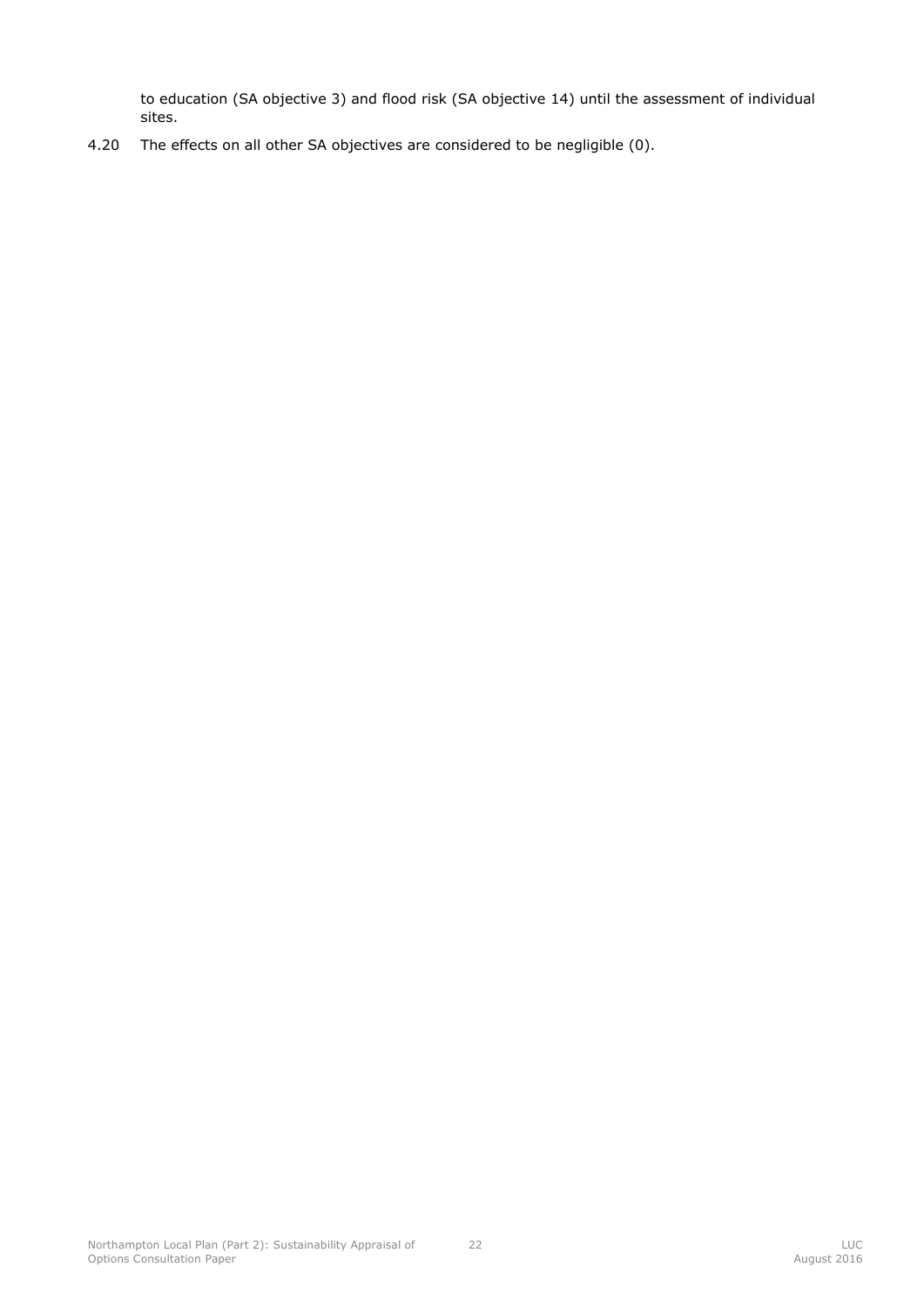to education (SA objective 3) and flood risk (SA objective 14) until the assessment of individual sites.

4.20 The effects on all other SA objectives are considered to be negligible (0).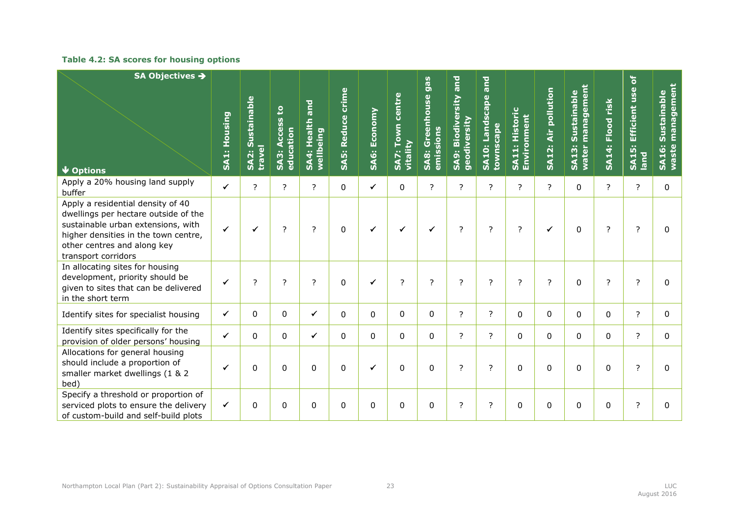**Table 4.2: SA scores for housing options**

| SA Objectives → / ↓ Options | SA1: Housing | SA2: Sustainable travel | SA3: Access to education | SA4: Health and wellbeing | SA5: Reduce crime | SA6: Economy | SA7: Town centre vitality | SA8: Greenhouse gas emissions | SA9: Biodiversity and geodiversity | SA10: Landscape and townscape | SA11: Historic Environment | SA12: Air pollution | SA13: Sustainable water management | SA14: Flood risk | SA15: Efficient use of land | SA16: Sustainable waste management |
|---|---|---|---|---|---|---|---|---|---|---|---|---|---|---|---|---|
| Apply a 20% housing land supply buffer | ✓ | ? | ? | ? | 0 | ✓ | 0 | ? | ? | ? | ? | ? | 0 | ? | ? | 0 |
| Apply a residential density of 40 dwellings per hectare outside of the sustainable urban extensions, with higher densities in the town centre, other centres and along key transport corridors | ✓ | ✓ | ? | ? | 0 | ✓ | ✓ | ✓ | ? | ? | ? | ✓ | 0 | ? | ? | 0 |
| In allocating sites for housing development, priority should be given to sites that can be delivered in the short term | ✓ | ? | ? | ? | 0 | ✓ | ? | ? | ? | ? | ? | ? | 0 | ? | ? | 0 |
| Identify sites for specialist housing | ✓ | 0 | 0 | ✓ | 0 | 0 | 0 | 0 | ? | ? | 0 | 0 | 0 | 0 | ? | 0 |
| Identify sites specifically for the provision of older persons' housing | ✓ | 0 | 0 | ✓ | 0 | 0 | 0 | 0 | ? | ? | 0 | 0 | 0 | 0 | ? | 0 |
| Allocations for general housing should include a proportion of smaller market dwellings (1 & 2 bed) | ✓ | 0 | 0 | 0 | 0 | ✓ | 0 | 0 | ? | ? | 0 | 0 | 0 | 0 | ? | 0 |
| Specify a threshold or proportion of serviced plots to ensure the delivery of custom-build and self-build plots | ✓ | 0 | 0 | 0 | 0 | 0 | 0 | 0 | ? | ? | 0 | 0 | 0 | 0 | ? | 0 |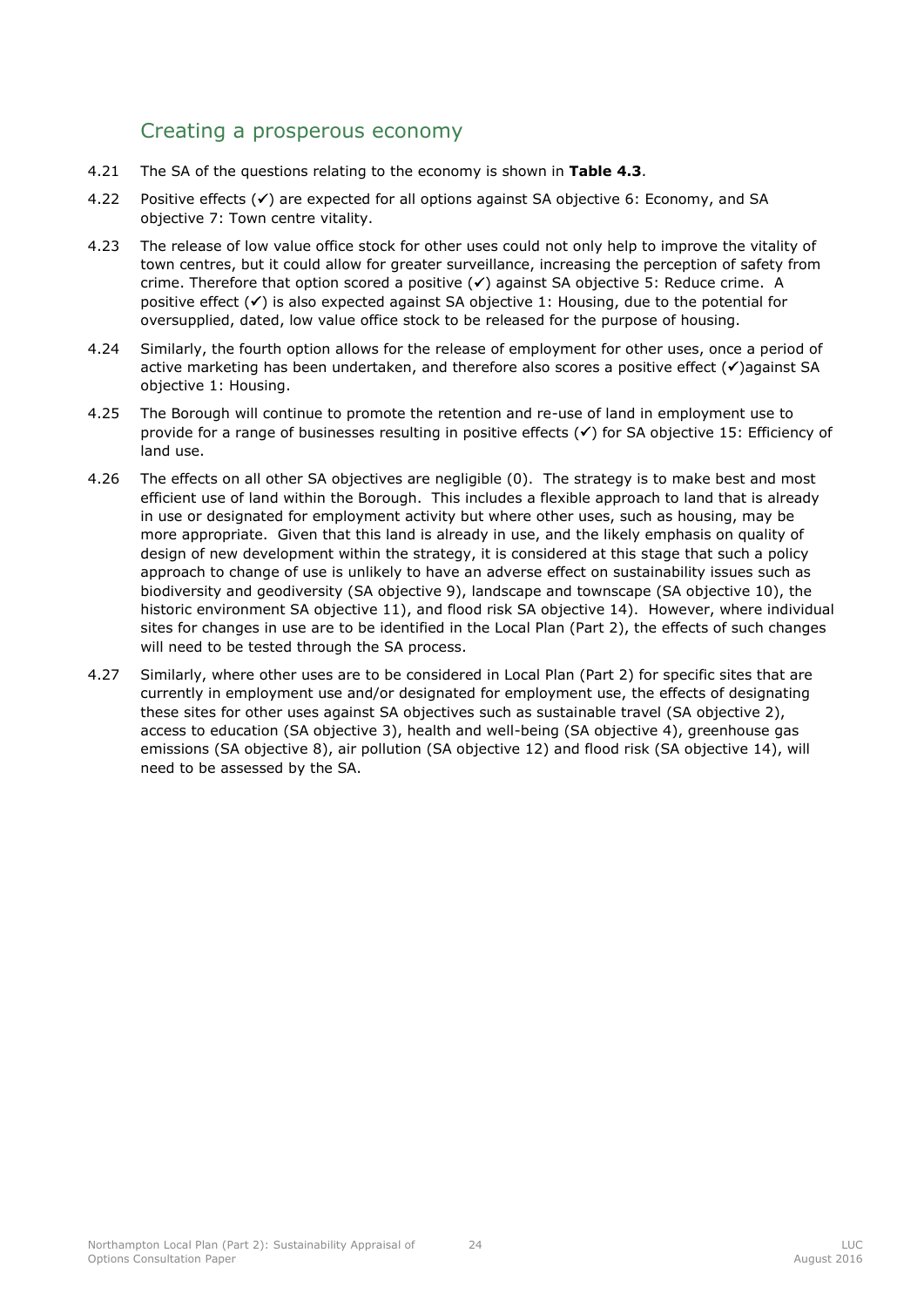## Creating a prosperous economy

4.21 The SA of the questions relating to the economy is shown in **Table 4.3**.

4.22 Positive effects (✓) are expected for all options against SA objective 6: Economy, and SA objective 7: Town centre vitality.

4.23 The release of low value office stock for other uses could not only help to improve the vitality of town centres, but it could allow for greater surveillance, increasing the perception of safety from crime. Therefore that option scored a positive (✓) against SA objective 5: Reduce crime. A positive effect (✓) is also expected against SA objective 1: Housing, due to the potential for oversupplied, dated, low value office stock to be released for the purpose of housing.

4.24 Similarly, the fourth option allows for the release of employment for other uses, once a period of active marketing has been undertaken, and therefore also scores a positive effect (✓)against SA objective 1: Housing.

4.25 The Borough will continue to promote the retention and re-use of land in employment use to provide for a range of businesses resulting in positive effects (✓) for SA objective 15: Efficiency of land use.

4.26 The effects on all other SA objectives are negligible (0). The strategy is to make best and most efficient use of land within the Borough. This includes a flexible approach to land that is already in use or designated for employment activity but where other uses, such as housing, may be more appropriate. Given that this land is already in use, and the likely emphasis on quality of design of new development within the strategy, it is considered at this stage that such a policy approach to change of use is unlikely to have an adverse effect on sustainability issues such as biodiversity and geodiversity (SA objective 9), landscape and townscape (SA objective 10), the historic environment SA objective 11), and flood risk SA objective 14). However, where individual sites for changes in use are to be identified in the Local Plan (Part 2), the effects of such changes will need to be tested through the SA process.

4.27 Similarly, where other uses are to be considered in Local Plan (Part 2) for specific sites that are currently in employment use and/or designated for employment use, the effects of designating these sites for other uses against SA objectives such as sustainable travel (SA objective 2), access to education (SA objective 3), health and well-being (SA objective 4), greenhouse gas emissions (SA objective 8), air pollution (SA objective 12) and flood risk (SA objective 14), will need to be assessed by the SA.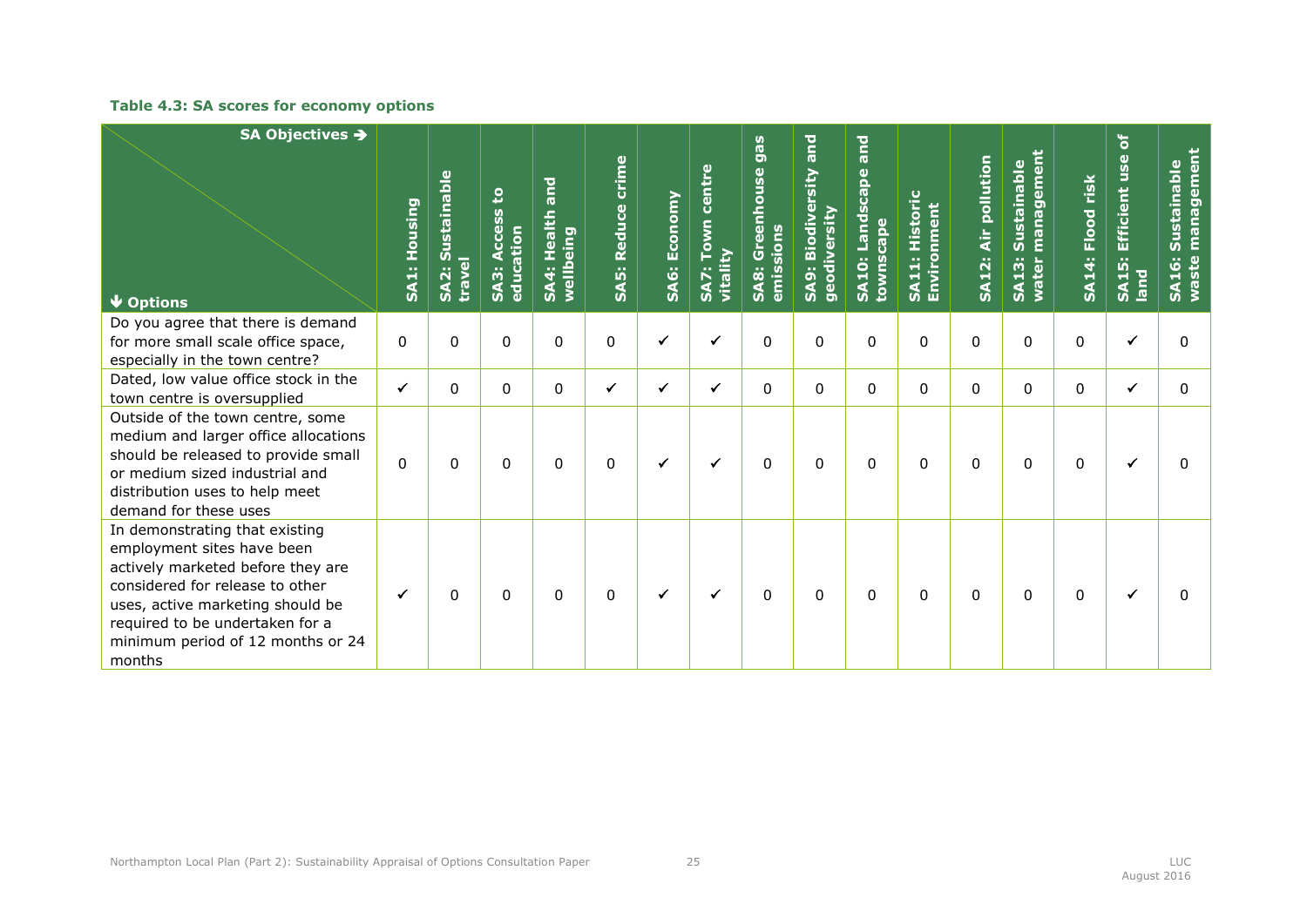**Table 4.3: SA scores for economy options**

| SA Objectives → / ↓ Options | SA1: Housing | SA2: Sustainable travel | SA3: Access to education | SA4: Health and wellbeing | SA5: Reduce crime | SA6: Economy | SA7: Town centre vitality | SA8: Greenhouse gas emissions | SA9: Biodiversity and geodiversity | SA10: Landscape and townscape | SA11: Historic Environment | SA12: Air pollution | SA13: Sustainable water management | SA14: Flood risk | SA15: Efficient use of land | SA16: Sustainable waste management |
|---|---|---|---|---|---|---|---|---|---|---|---|---|---|---|---|---|
| Do you agree that there is demand for more small scale office space, especially in the town centre? | 0 | 0 | 0 | 0 | 0 | ✓ | ✓ | 0 | 0 | 0 | 0 | 0 | 0 | 0 | ✓ | 0 |
| Dated, low value office stock in the town centre is oversupplied | ✓ | 0 | 0 | 0 | ✓ | ✓ | ✓ | 0 | 0 | 0 | 0 | 0 | 0 | 0 | ✓ | 0 |
| Outside of the town centre, some medium and larger office allocations should be released to provide small or medium sized industrial and distribution uses to help meet demand for these uses | 0 | 0 | 0 | 0 | 0 | ✓ | ✓ | 0 | 0 | 0 | 0 | 0 | 0 | 0 | ✓ | 0 |
| In demonstrating that existing employment sites have been actively marketed before they are considered for release to other uses, active marketing should be required to be undertaken for a minimum period of 12 months or 24 months | ✓ | 0 | 0 | 0 | 0 | ✓ | ✓ | 0 | 0 | 0 | 0 | 0 | 0 | 0 | ✓ | 0 |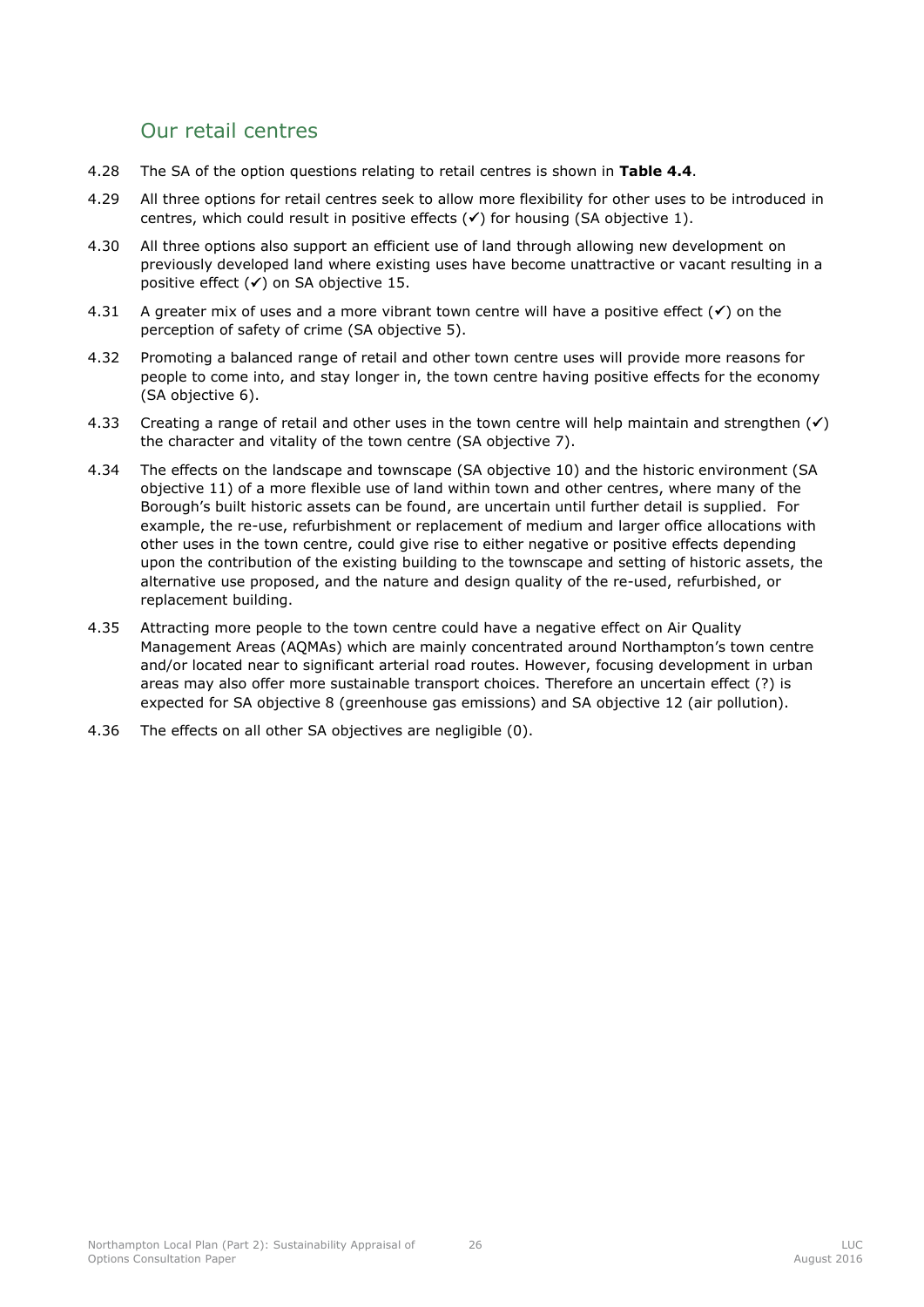## Our retail centres

4.28 The SA of the option questions relating to retail centres is shown in **Table 4.4**.

4.29 All three options for retail centres seek to allow more flexibility for other uses to be introduced in centres, which could result in positive effects (✓) for housing (SA objective 1).

4.30 All three options also support an efficient use of land through allowing new development on previously developed land where existing uses have become unattractive or vacant resulting in a positive effect (✓) on SA objective 15.

4.31 A greater mix of uses and a more vibrant town centre will have a positive effect (✓) on the perception of safety of crime (SA objective 5).

4.32 Promoting a balanced range of retail and other town centre uses will provide more reasons for people to come into, and stay longer in, the town centre having positive effects for the economy (SA objective 6).

4.33 Creating a range of retail and other uses in the town centre will help maintain and strengthen (✓) the character and vitality of the town centre (SA objective 7).

4.34 The effects on the landscape and townscape (SA objective 10) and the historic environment (SA objective 11) of a more flexible use of land within town and other centres, where many of the Borough's built historic assets can be found, are uncertain until further detail is supplied. For example, the re-use, refurbishment or replacement of medium and larger office allocations with other uses in the town centre, could give rise to either negative or positive effects depending upon the contribution of the existing building to the townscape and setting of historic assets, the alternative use proposed, and the nature and design quality of the re-used, refurbished, or replacement building.

4.35 Attracting more people to the town centre could have a negative effect on Air Quality Management Areas (AQMAs) which are mainly concentrated around Northampton's town centre and/or located near to significant arterial road routes. However, focusing development in urban areas may also offer more sustainable transport choices. Therefore an uncertain effect (?) is expected for SA objective 8 (greenhouse gas emissions) and SA objective 12 (air pollution).

4.36 The effects on all other SA objectives are negligible (0).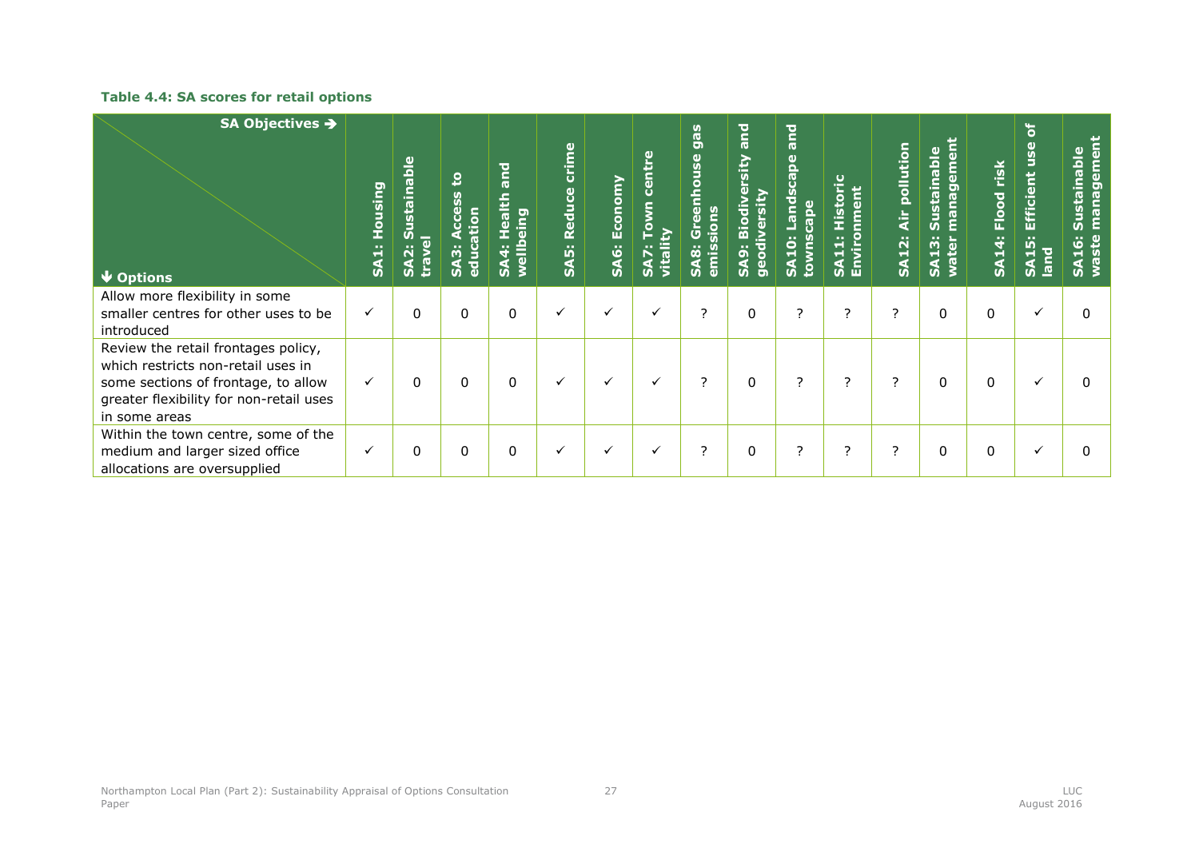**Table 4.4: SA scores for retail options**

| SA Objectives ➔ / ↓ Options | SA1: Housing | SA2: Sustainable travel | SA3: Access to education | SA4: Health and wellbeing | SA5: Reduce crime | SA6: Economy | SA7: Town centre vitality | SA8: Greenhouse gas emissions | SA9: Biodiversity and geodiversity | SA10: Landscape and townscape | SA11: Historic Environment | SA12: Air pollution | SA13: Sustainable water management | SA14: Flood risk | SA15: Efficient use of land | SA16: Sustainable waste management |
|---|---|---|---|---|---|---|---|---|---|---|---|---|---|---|---|---|
| Allow more flexibility in some smaller centres for other uses to be introduced | ✓ | 0 | 0 | 0 | ✓ | ✓ | ✓ | ? | 0 | ? | ? | ? | 0 | 0 | ✓ | 0 |
| Review the retail frontages policy, which restricts non-retail uses in some sections of frontage, to allow greater flexibility for non-retail uses in some areas | ✓ | 0 | 0 | 0 | ✓ | ✓ | ✓ | ? | 0 | ? | ? | ? | 0 | 0 | ✓ | 0 |
| Within the town centre, some of the medium and larger sized office allocations are oversupplied | ✓ | 0 | 0 | 0 | ✓ | ✓ | ✓ | ? | 0 | ? | ? | ? | 0 | 0 | ✓ | 0 |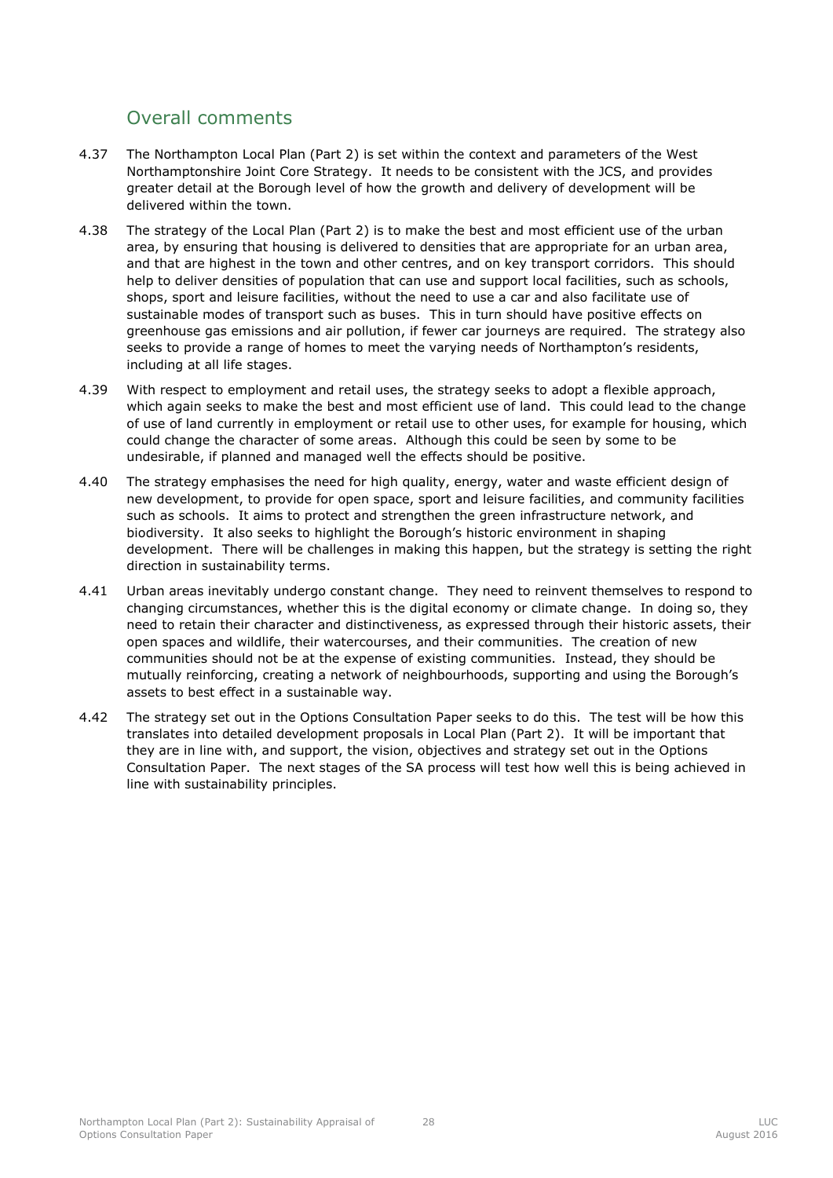## Overall comments

4.37 The Northampton Local Plan (Part 2) is set within the context and parameters of the West Northamptonshire Joint Core Strategy. It needs to be consistent with the JCS, and provides greater detail at the Borough level of how the growth and delivery of development will be delivered within the town.

4.38 The strategy of the Local Plan (Part 2) is to make the best and most efficient use of the urban area, by ensuring that housing is delivered to densities that are appropriate for an urban area, and that are highest in the town and other centres, and on key transport corridors. This should help to deliver densities of population that can use and support local facilities, such as schools, shops, sport and leisure facilities, without the need to use a car and also facilitate use of sustainable modes of transport such as buses. This in turn should have positive effects on greenhouse gas emissions and air pollution, if fewer car journeys are required. The strategy also seeks to provide a range of homes to meet the varying needs of Northampton's residents, including at all life stages.

4.39 With respect to employment and retail uses, the strategy seeks to adopt a flexible approach, which again seeks to make the best and most efficient use of land. This could lead to the change of use of land currently in employment or retail use to other uses, for example for housing, which could change the character of some areas. Although this could be seen by some to be undesirable, if planned and managed well the effects should be positive.

4.40 The strategy emphasises the need for high quality, energy, water and waste efficient design of new development, to provide for open space, sport and leisure facilities, and community facilities such as schools. It aims to protect and strengthen the green infrastructure network, and biodiversity. It also seeks to highlight the Borough's historic environment in shaping development. There will be challenges in making this happen, but the strategy is setting the right direction in sustainability terms.

4.41 Urban areas inevitably undergo constant change. They need to reinvent themselves to respond to changing circumstances, whether this is the digital economy or climate change. In doing so, they need to retain their character and distinctiveness, as expressed through their historic assets, their open spaces and wildlife, their watercourses, and their communities. The creation of new communities should not be at the expense of existing communities. Instead, they should be mutually reinforcing, creating a network of neighbourhoods, supporting and using the Borough's assets to best effect in a sustainable way.

4.42 The strategy set out in the Options Consultation Paper seeks to do this. The test will be how this translates into detailed development proposals in Local Plan (Part 2). It will be important that they are in line with, and support, the vision, objectives and strategy set out in the Options Consultation Paper. The next stages of the SA process will test how well this is being achieved in line with sustainability principles.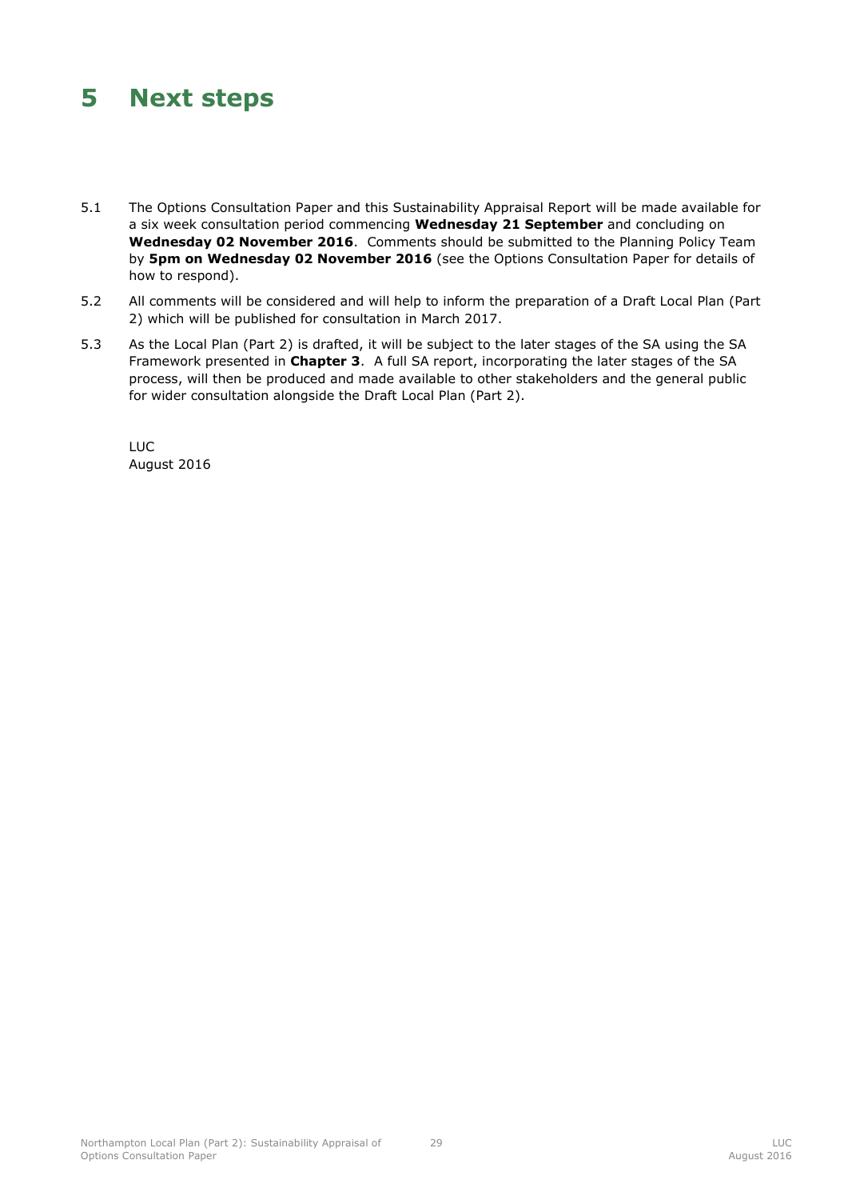# 5 Next steps

5.1 The Options Consultation Paper and this Sustainability Appraisal Report will be made available for a six week consultation period commencing **Wednesday 21 September** and concluding on **Wednesday 02 November 2016**. Comments should be submitted to the Planning Policy Team by **5pm on Wednesday 02 November 2016** (see the Options Consultation Paper for details of how to respond).

5.2 All comments will be considered and will help to inform the preparation of a Draft Local Plan (Part 2) which will be published for consultation in March 2017.

5.3 As the Local Plan (Part 2) is drafted, it will be subject to the later stages of the SA using the SA Framework presented in **Chapter 3**. A full SA report, incorporating the later stages of the SA process, will then be produced and made available to other stakeholders and the general public for wider consultation alongside the Draft Local Plan (Part 2).

LUC
August 2016